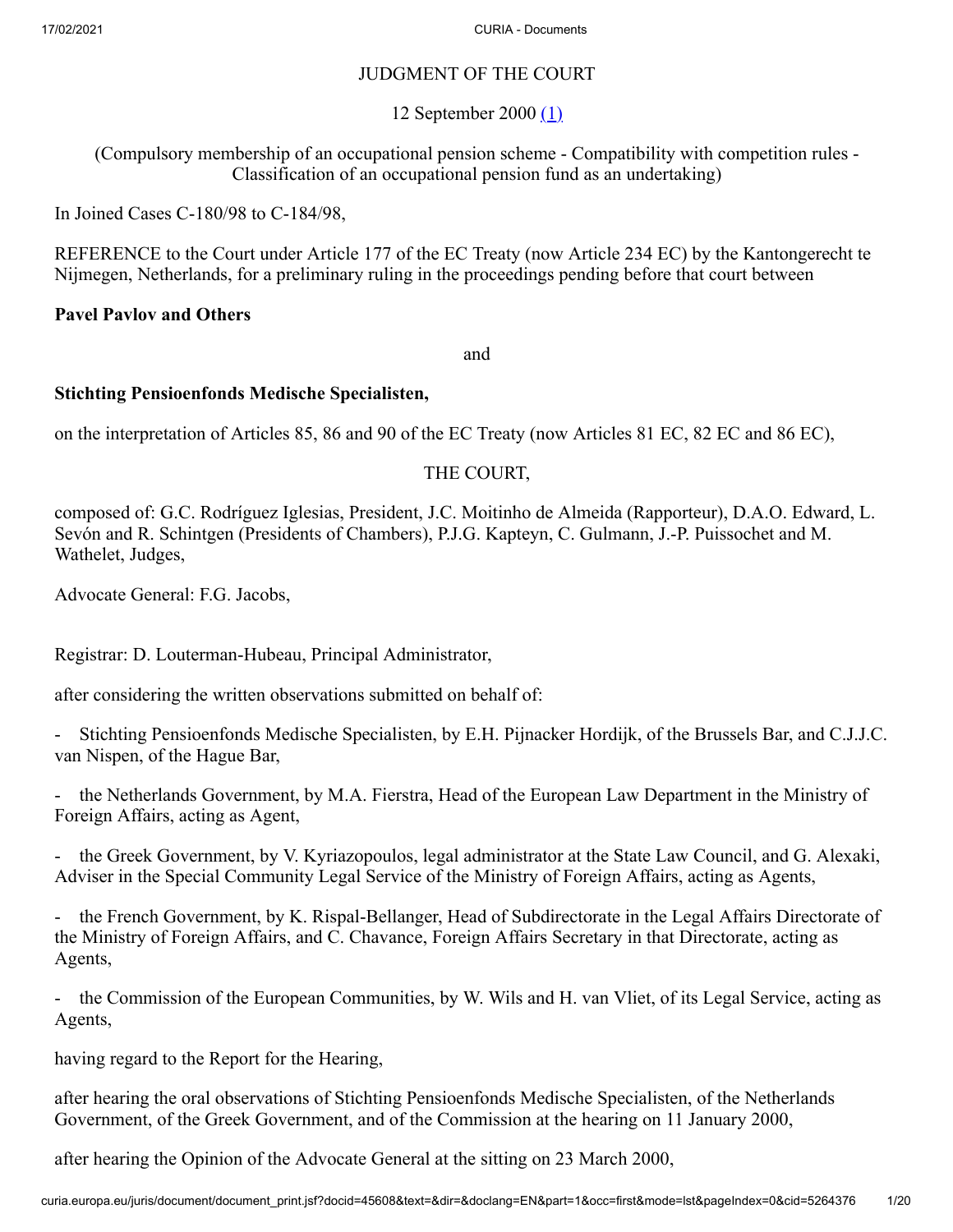JUDGMENT OF THE COURT

12 September 2000 (1)

(Compulsory membership of an occupational pension scheme - Compatibility with competition rules - Classification of an occupational pension fund as an undertaking)

In Joined Cases C-180/98 to C-184/98,

REFERENCE to the Court under Article 177 of the EC Treaty (now Article 234 EC) by the Kantongerecht te Nijmegen, Netherlands, for a preliminary ruling in the proceedings pending before that court between

**Pavel Pavlov and Others**

and

**Stichting Pensioenfonds Medische Specialisten,**

on the interpretation of Articles 85, 86 and 90 of the EC Treaty (now Articles 81 EC, 82 EC and 86 EC),

THE COURT,

composed of: G.C. Rodríguez Iglesias, President, J.C. Moitinho de Almeida (Rapporteur), D.A.O. Edward, L. Sevón and R. Schintgen (Presidents of Chambers), P.J.G. Kapteyn, C. Gulmann, J.-P. Puissochet and M. Wathelet, Judges,

Advocate General: F.G. Jacobs,

Registrar: D. Louterman-Hubeau, Principal Administrator,

after considering the written observations submitted on behalf of:

- Stichting Pensioenfonds Medische Specialisten, by E.H. Pijnacker Hordijk, of the Brussels Bar, and C.J.J.C. van Nispen, of the Hague Bar,

- the Netherlands Government, by M.A. Fierstra, Head of the European Law Department in the Ministry of Foreign Affairs, acting as Agent,

- the Greek Government, by V. Kyriazopoulos, legal administrator at the State Law Council, and G. Alexaki, Adviser in the Special Community Legal Service of the Ministry of Foreign Affairs, acting as Agents,

- the French Government, by K. Rispal-Bellanger, Head of Subdirectorate in the Legal Affairs Directorate of the Ministry of Foreign Affairs, and C. Chavance, Foreign Affairs Secretary in that Directorate, acting as Agents,

- the Commission of the European Communities, by W. Wils and H. van Vliet, of its Legal Service, acting as Agents,

having regard to the Report for the Hearing,

after hearing the oral observations of Stichting Pensioenfonds Medische Specialisten, of the Netherlands Government, of the Greek Government, and of the Commission at the hearing on 11 January 2000,

after hearing the Opinion of the Advocate General at the sitting on 23 March 2000,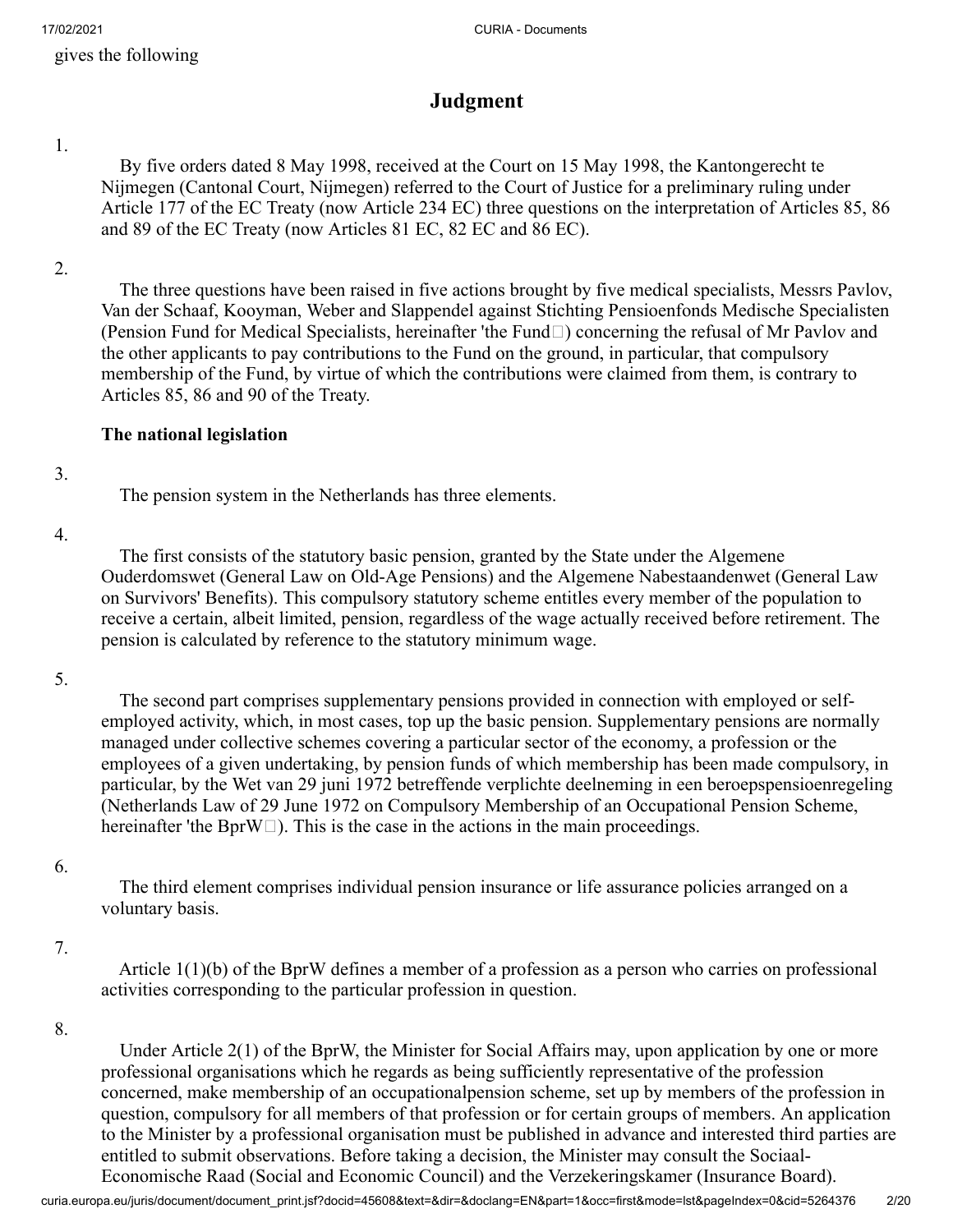gives the following

## Judgment

1. By five orders dated 8 May 1998, received at the Court on 15 May 1998, the Kantongerecht te Nijmegen (Cantonal Court, Nijmegen) referred to the Court of Justice for a preliminary ruling under Article 177 of the EC Treaty (now Article 234 EC) three questions on the interpretation of Articles 85, 86 and 89 of the EC Treaty (now Articles 81 EC, 82 EC and 86 EC).

2. The three questions have been raised in five actions brought by five medical specialists, Messrs Pavlov, Van der Schaaf, Kooyman, Weber and Slappendel against Stichting Pensioenfonds Medische Specialisten (Pension Fund for Medical Specialists, hereinafter 'the Fund') concerning the refusal of Mr Pavlov and the other applicants to pay contributions to the Fund on the ground, in particular, that compulsory membership of the Fund, by virtue of which the contributions were claimed from them, is contrary to Articles 85, 86 and 90 of the Treaty.

### The national legislation

3. The pension system in the Netherlands has three elements.

4. The first consists of the statutory basic pension, granted by the State under the Algemene Ouderdomswet (General Law on Old-Age Pensions) and the Algemene Nabestaandenwet (General Law on Survivors' Benefits). This compulsory statutory scheme entitles every member of the population to receive a certain, albeit limited, pension, regardless of the wage actually received before retirement. The pension is calculated by reference to the statutory minimum wage.

5. The second part comprises supplementary pensions provided in connection with employed or self-employed activity, which, in most cases, top up the basic pension. Supplementary pensions are normally managed under collective schemes covering a particular sector of the economy, a profession or the employees of a given undertaking, by pension funds of which membership has been made compulsory, in particular, by the Wet van 29 juni 1972 betreffende verplichte deelneming in een beroepspensioenregeling (Netherlands Law of 29 June 1972 on Compulsory Membership of an Occupational Pension Scheme, hereinafter 'the BprW'). This is the case in the actions in the main proceedings.

6. The third element comprises individual pension insurance or life assurance policies arranged on a voluntary basis.

7. Article 1(1)(b) of the BprW defines a member of a profession as a person who carries on professional activities corresponding to the particular profession in question.

8. Under Article 2(1) of the BprW, the Minister for Social Affairs may, upon application by one or more professional organisations which he regards as being sufficiently representative of the profession concerned, make membership of an occupationalpension scheme, set up by members of the profession in question, compulsory for all members of that profession or for certain groups of members. An application to the Minister by a professional organisation must be published in advance and interested third parties are entitled to submit observations. Before taking a decision, the Minister may consult the Sociaal-Economische Raad (Social and Economic Council) and the Verzekeringskamer (Insurance Board).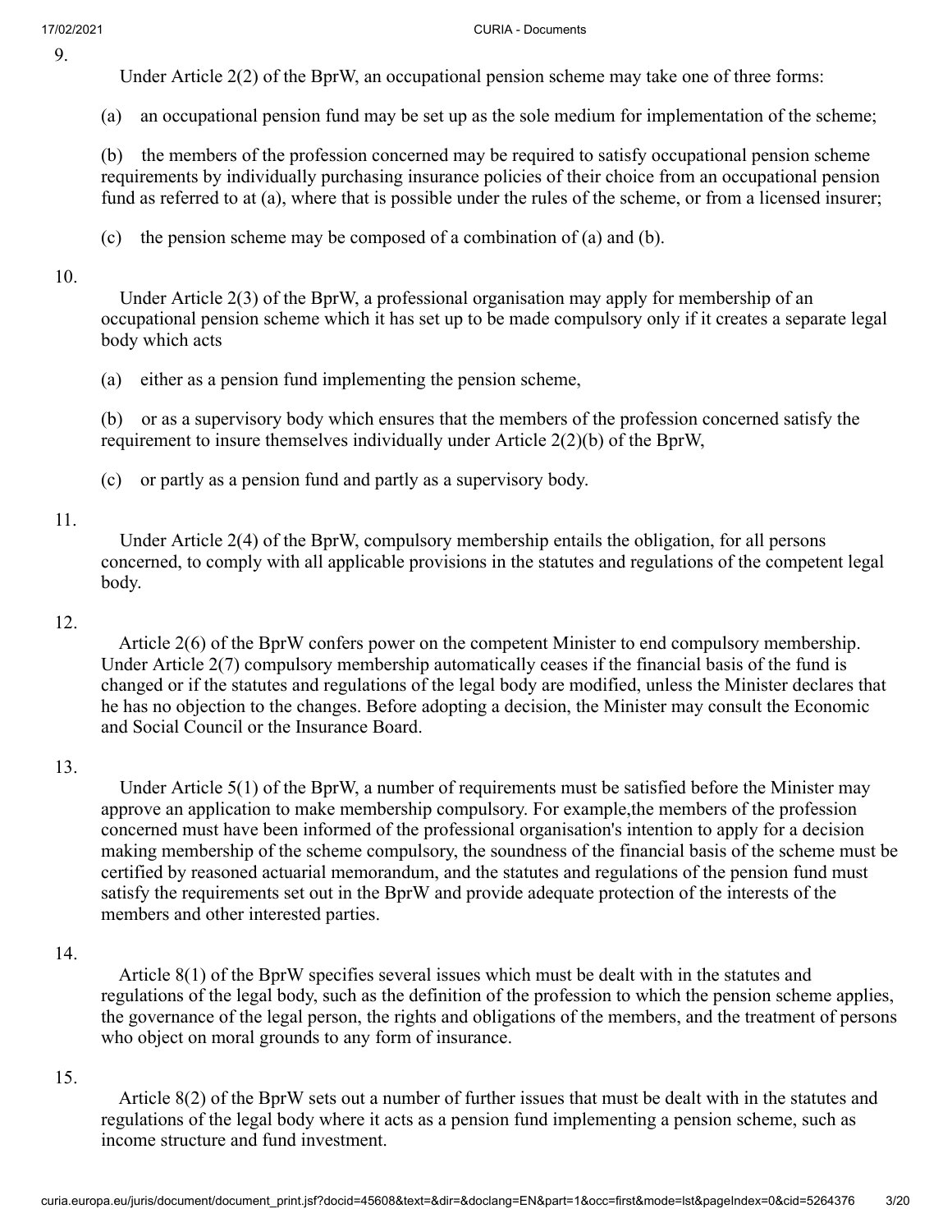9.

Under Article 2(2) of the BprW, an occupational pension scheme may take one of three forms:

(a) an occupational pension fund may be set up as the sole medium for implementation of the scheme;

(b) the members of the profession concerned may be required to satisfy occupational pension scheme requirements by individually purchasing insurance policies of their choice from an occupational pension fund as referred to at (a), where that is possible under the rules of the scheme, or from a licensed insurer;

(c) the pension scheme may be composed of a combination of (a) and (b).

10.

Under Article 2(3) of the BprW, a professional organisation may apply for membership of an occupational pension scheme which it has set up to be made compulsory only if it creates a separate legal body which acts

(a) either as a pension fund implementing the pension scheme,

(b) or as a supervisory body which ensures that the members of the profession concerned satisfy the requirement to insure themselves individually under Article 2(2)(b) of the BprW,

(c) or partly as a pension fund and partly as a supervisory body.

11.

Under Article 2(4) of the BprW, compulsory membership entails the obligation, for all persons concerned, to comply with all applicable provisions in the statutes and regulations of the competent legal body.

12.

Article 2(6) of the BprW confers power on the competent Minister to end compulsory membership. Under Article 2(7) compulsory membership automatically ceases if the financial basis of the fund is changed or if the statutes and regulations of the legal body are modified, unless the Minister declares that he has no objection to the changes. Before adopting a decision, the Minister may consult the Economic and Social Council or the Insurance Board.

13.

Under Article 5(1) of the BprW, a number of requirements must be satisfied before the Minister may approve an application to make membership compulsory. For example,the members of the profession concerned must have been informed of the professional organisation's intention to apply for a decision making membership of the scheme compulsory, the soundness of the financial basis of the scheme must be certified by reasoned actuarial memorandum, and the statutes and regulations of the pension fund must satisfy the requirements set out in the BprW and provide adequate protection of the interests of the members and other interested parties.

14.

Article 8(1) of the BprW specifies several issues which must be dealt with in the statutes and regulations of the legal body, such as the definition of the profession to which the pension scheme applies, the governance of the legal person, the rights and obligations of the members, and the treatment of persons who object on moral grounds to any form of insurance.

15.

Article 8(2) of the BprW sets out a number of further issues that must be dealt with in the statutes and regulations of the legal body where it acts as a pension fund implementing a pension scheme, such as income structure and fund investment.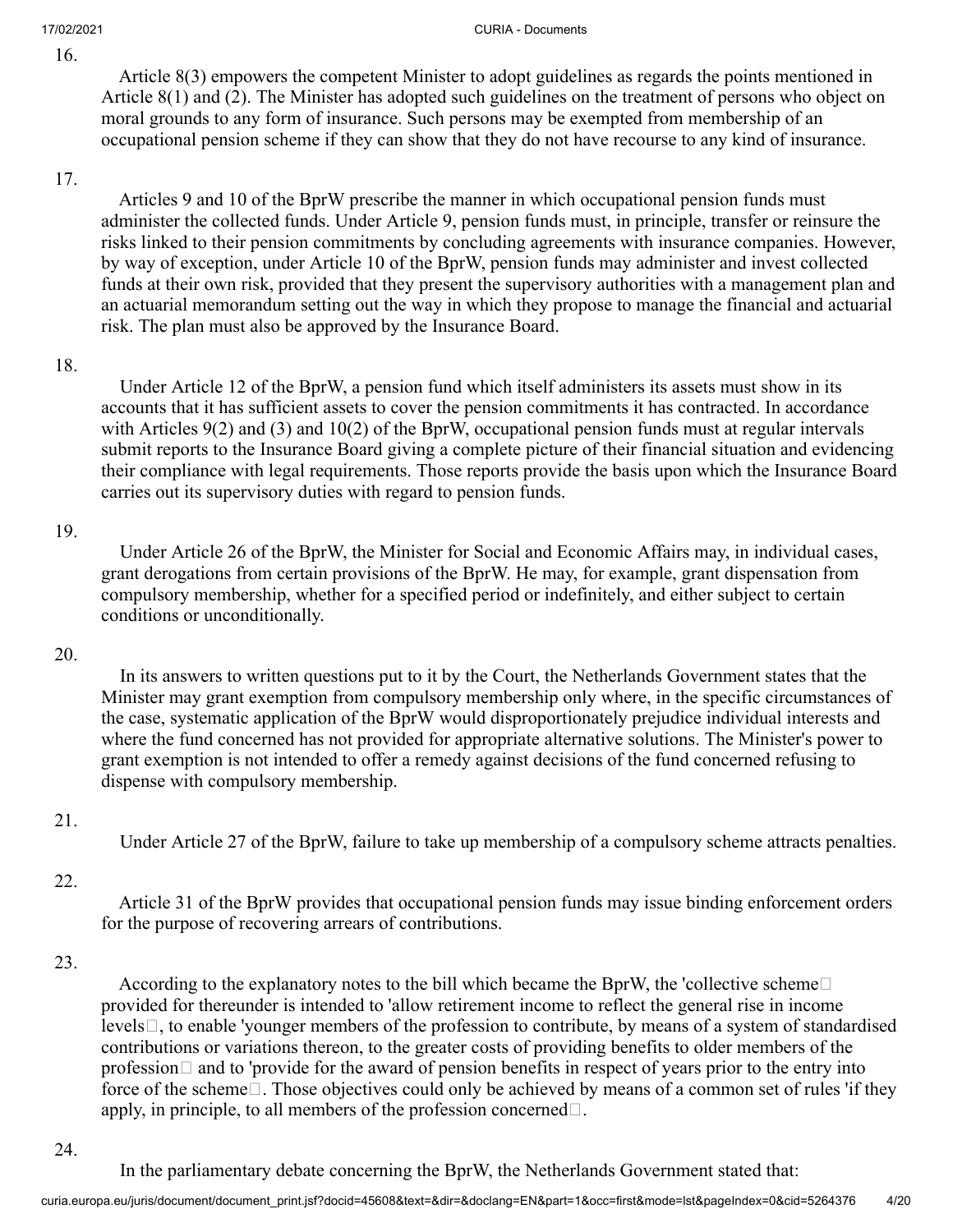16.

Article 8(3) empowers the competent Minister to adopt guidelines as regards the points mentioned in Article 8(1) and (2). The Minister has adopted such guidelines on the treatment of persons who object on moral grounds to any form of insurance. Such persons may be exempted from membership of an occupational pension scheme if they can show that they do not have recourse to any kind of insurance.

17.

Articles 9 and 10 of the BprW prescribe the manner in which occupational pension funds must administer the collected funds. Under Article 9, pension funds must, in principle, transfer or reinsure the risks linked to their pension commitments by concluding agreements with insurance companies. However, by way of exception, under Article 10 of the BprW, pension funds may administer and invest collected funds at their own risk, provided that they present the supervisory authorities with a management plan and an actuarial memorandum setting out the way in which they propose to manage the financial and actuarial risk. The plan must also be approved by the Insurance Board.

18.

Under Article 12 of the BprW, a pension fund which itself administers its assets must show in its accounts that it has sufficient assets to cover the pension commitments it has contracted. In accordance with Articles 9(2) and (3) and 10(2) of the BprW, occupational pension funds must at regular intervals submit reports to the Insurance Board giving a complete picture of their financial situation and evidencing their compliance with legal requirements. Those reports provide the basis upon which the Insurance Board carries out its supervisory duties with regard to pension funds.

19.

Under Article 26 of the BprW, the Minister for Social and Economic Affairs may, in individual cases, grant derogations from certain provisions of the BprW. He may, for example, grant dispensation from compulsory membership, whether for a specified period or indefinitely, and either subject to certain conditions or unconditionally.

20.

In its answers to written questions put to it by the Court, the Netherlands Government states that the Minister may grant exemption from compulsory membership only where, in the specific circumstances of the case, systematic application of the BprW would disproportionately prejudice individual interests and where the fund concerned has not provided for appropriate alternative solutions. The Minister's power to grant exemption is not intended to offer a remedy against decisions of the fund concerned refusing to dispense with compulsory membership.

21.

Under Article 27 of the BprW, failure to take up membership of a compulsory scheme attracts penalties.

22.

Article 31 of the BprW provides that occupational pension funds may issue binding enforcement orders for the purpose of recovering arrears of contributions.

23.

According to the explanatory notes to the bill which became the BprW, the 'collective scheme' provided for thereunder is intended to 'allow retirement income to reflect the general rise in income levels', to enable 'younger members of the profession to contribute, by means of a system of standardised contributions or variations thereon, to the greater costs of providing benefits to older members of the profession' and to 'provide for the award of pension benefits in respect of years prior to the entry into force of the scheme'. Those objectives could only be achieved by means of a common set of rules 'if they apply, in principle, to all members of the profession concerned'.

24.

In the parliamentary debate concerning the BprW, the Netherlands Government stated that: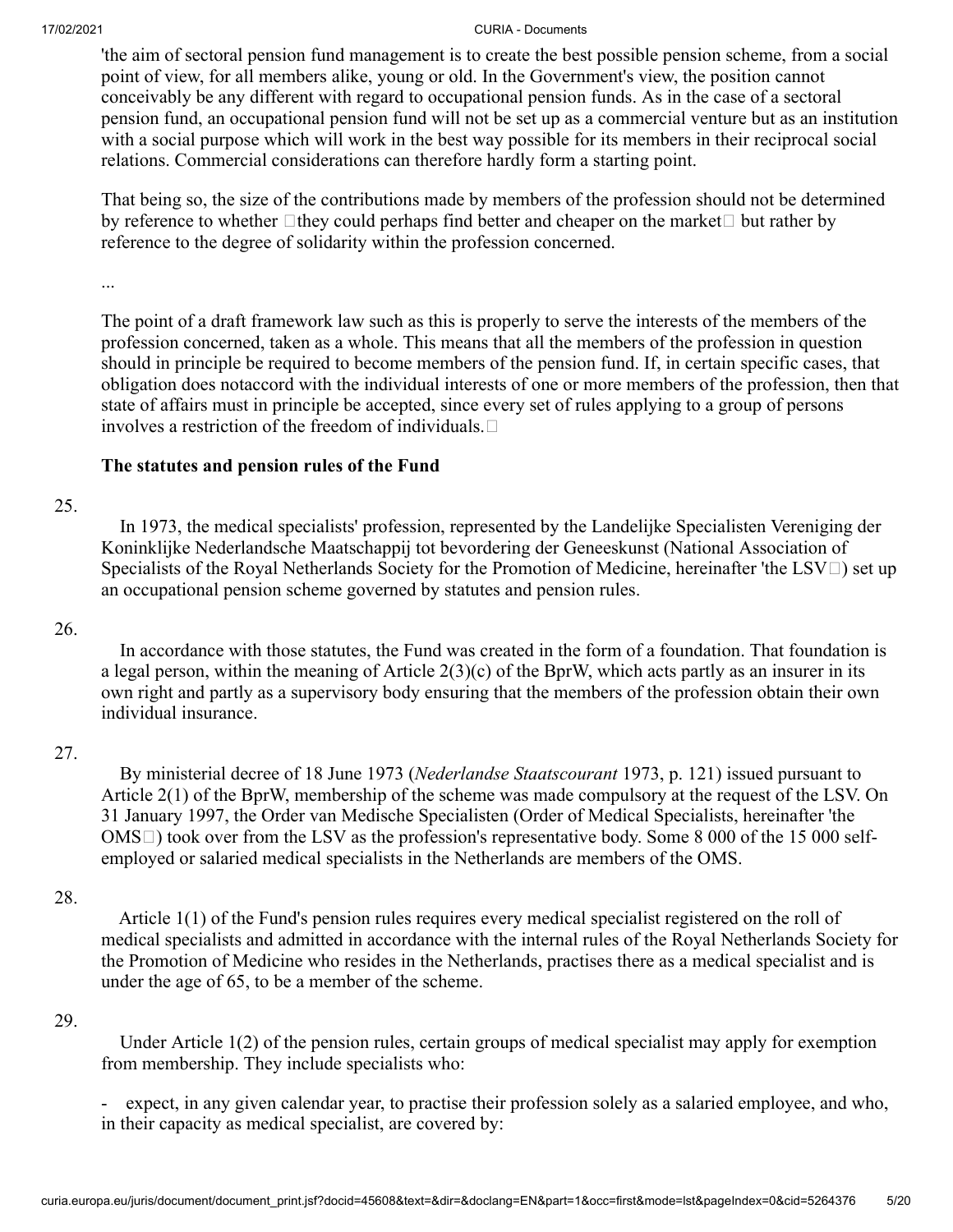'the aim of sectoral pension fund management is to create the best possible pension scheme, from a social point of view, for all members alike, young or old. In the Government's view, the position cannot conceivably be any different with regard to occupational pension funds. As in the case of a sectoral pension fund, an occupational pension fund will not be set up as a commercial venture but as an institution with a social purpose which will work in the best way possible for its members in their reciprocal social relations. Commercial considerations can therefore hardly form a starting point.

That being so, the size of the contributions made by members of the profession should not be determined by reference to whether 'they could perhaps find better and cheaper on the market' but rather by reference to the degree of solidarity within the profession concerned.

...

The point of a draft framework law such as this is properly to serve the interests of the members of the profession concerned, taken as a whole. This means that all the members of the profession in question should in principle be required to become members of the pension fund. If, in certain specific cases, that obligation does notaccord with the individual interests of one or more members of the profession, then that state of affairs must in principle be accepted, since every set of rules applying to a group of persons involves a restriction of the freedom of individuals.'

### The statutes and pension rules of the Fund

25.

In 1973, the medical specialists' profession, represented by the Landelijke Specialisten Vereniging der Koninklijke Nederlandsche Maatschappij tot bevordering der Geneeskunst (National Association of Specialists of the Royal Netherlands Society for the Promotion of Medicine, hereinafter 'the LSV') set up an occupational pension scheme governed by statutes and pension rules.

26.

In accordance with those statutes, the Fund was created in the form of a foundation. That foundation is a legal person, within the meaning of Article 2(3)(c) of the BprW, which acts partly as an insurer in its own right and partly as a supervisory body ensuring that the members of the profession obtain their own individual insurance.

27.

By ministerial decree of 18 June 1973 (*Nederlandse Staatscourant* 1973, p. 121) issued pursuant to Article 2(1) of the BprW, membership of the scheme was made compulsory at the request of the LSV. On 31 January 1997, the Order van Medische Specialisten (Order of Medical Specialists, hereinafter 'the OMS') took over from the LSV as the profession's representative body. Some 8 000 of the 15 000 self-employed or salaried medical specialists in the Netherlands are members of the OMS.

28.

Article 1(1) of the Fund's pension rules requires every medical specialist registered on the roll of medical specialists and admitted in accordance with the internal rules of the Royal Netherlands Society for the Promotion of Medicine who resides in the Netherlands, practises there as a medical specialist and is under the age of 65, to be a member of the scheme.

29.

Under Article 1(2) of the pension rules, certain groups of medical specialist may apply for exemption from membership. They include specialists who:

- expect, in any given calendar year, to practise their profession solely as a salaried employee, and who, in their capacity as medical specialist, are covered by: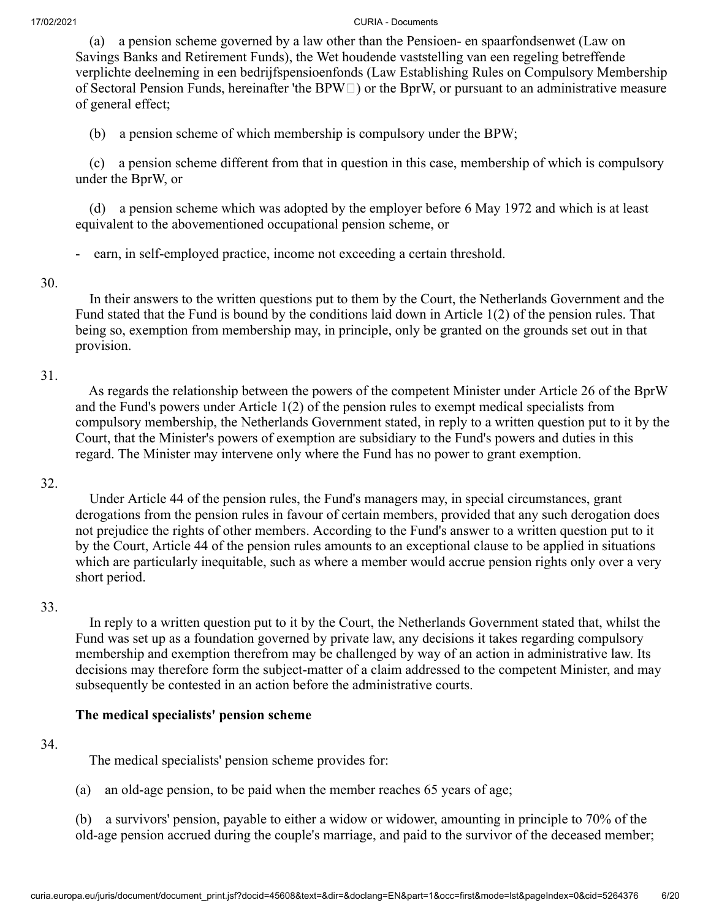(a) a pension scheme governed by a law other than the Pensioen- en spaarfondsenwet (Law on Savings Banks and Retirement Funds), the Wet houdende vaststelling van een regeling betreffende verplichte deelneming in een bedrijfspensioenfonds (Law Establishing Rules on Compulsory Membership of Sectoral Pension Funds, hereinafter 'the BPW') or the BprW, or pursuant to an administrative measure of general effect;

(b) a pension scheme of which membership is compulsory under the BPW;

(c) a pension scheme different from that in question in this case, membership of which is compulsory under the BprW, or

(d) a pension scheme which was adopted by the employer before 6 May 1972 and which is at least equivalent to the abovementioned occupational pension scheme, or

- earn, in self-employed practice, income not exceeding a certain threshold.

30.

In their answers to the written questions put to them by the Court, the Netherlands Government and the Fund stated that the Fund is bound by the conditions laid down in Article 1(2) of the pension rules. That being so, exemption from membership may, in principle, only be granted on the grounds set out in that provision.

31.

As regards the relationship between the powers of the competent Minister under Article 26 of the BprW and the Fund's powers under Article 1(2) of the pension rules to exempt medical specialists from compulsory membership, the Netherlands Government stated, in reply to a written question put to it by the Court, that the Minister's powers of exemption are subsidiary to the Fund's powers and duties in this regard. The Minister may intervene only where the Fund has no power to grant exemption.

32.

Under Article 44 of the pension rules, the Fund's managers may, in special circumstances, grant derogations from the pension rules in favour of certain members, provided that any such derogation does not prejudice the rights of other members. According to the Fund's answer to a written question put to it by the Court, Article 44 of the pension rules amounts to an exceptional clause to be applied in situations which are particularly inequitable, such as where a member would accrue pension rights only over a very short period.

33.

In reply to a written question put to it by the Court, the Netherlands Government stated that, whilst the Fund was set up as a foundation governed by private law, any decisions it takes regarding compulsory membership and exemption therefrom may be challenged by way of an action in administrative law. Its decisions may therefore form the subject-matter of a claim addressed to the competent Minister, and may subsequently be contested in an action before the administrative courts.

**The medical specialists' pension scheme**

34.

The medical specialists' pension scheme provides for:

(a) an old-age pension, to be paid when the member reaches 65 years of age;

(b) a survivors' pension, payable to either a widow or widower, amounting in principle to 70% of the old-age pension accrued during the couple's marriage, and paid to the survivor of the deceased member;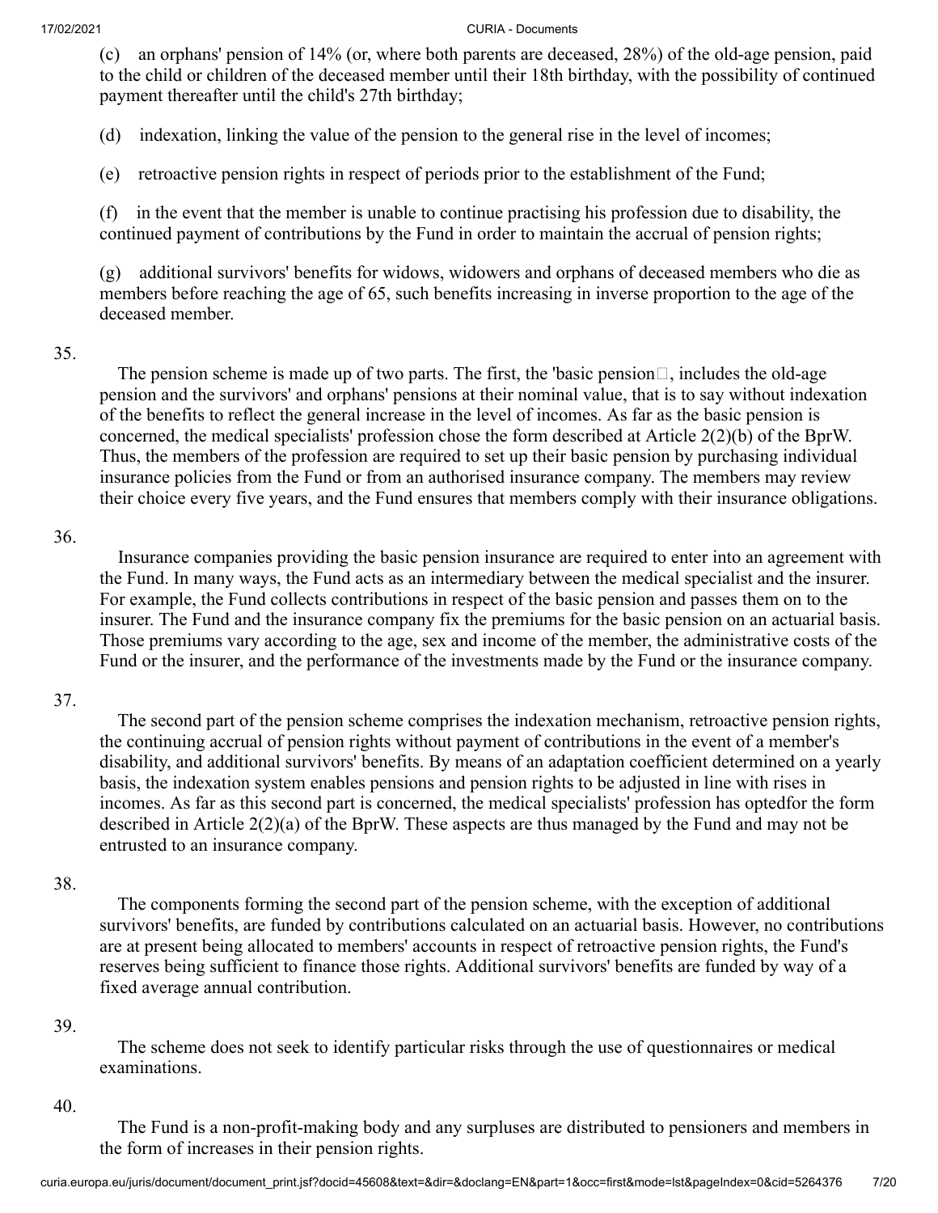(c) an orphans' pension of 14% (or, where both parents are deceased, 28%) of the old-age pension, paid to the child or children of the deceased member until their 18th birthday, with the possibility of continued payment thereafter until the child's 27th birthday;

(d) indexation, linking the value of the pension to the general rise in the level of incomes;

(e) retroactive pension rights in respect of periods prior to the establishment of the Fund;

(f) in the event that the member is unable to continue practising his profession due to disability, the continued payment of contributions by the Fund in order to maintain the accrual of pension rights;

(g) additional survivors' benefits for widows, widowers and orphans of deceased members who die as members before reaching the age of 65, such benefits increasing in inverse proportion to the age of the deceased member.

35.

The pension scheme is made up of two parts. The first, the 'basic pension', includes the old-age pension and the survivors' and orphans' pensions at their nominal value, that is to say without indexation of the benefits to reflect the general increase in the level of incomes. As far as the basic pension is concerned, the medical specialists' profession chose the form described at Article 2(2)(b) of the BprW. Thus, the members of the profession are required to set up their basic pension by purchasing individual insurance policies from the Fund or from an authorised insurance company. The members may review their choice every five years, and the Fund ensures that members comply with their insurance obligations.

36.

Insurance companies providing the basic pension insurance are required to enter into an agreement with the Fund. In many ways, the Fund acts as an intermediary between the medical specialist and the insurer. For example, the Fund collects contributions in respect of the basic pension and passes them on to the insurer. The Fund and the insurance company fix the premiums for the basic pension on an actuarial basis. Those premiums vary according to the age, sex and income of the member, the administrative costs of the Fund or the insurer, and the performance of the investments made by the Fund or the insurance company.

37.

The second part of the pension scheme comprises the indexation mechanism, retroactive pension rights, the continuing accrual of pension rights without payment of contributions in the event of a member's disability, and additional survivors' benefits. By means of an adaptation coefficient determined on a yearly basis, the indexation system enables pensions and pension rights to be adjusted in line with rises in incomes. As far as this second part is concerned, the medical specialists' profession has optedfor the form described in Article 2(2)(a) of the BprW. These aspects are thus managed by the Fund and may not be entrusted to an insurance company.

38.

The components forming the second part of the pension scheme, with the exception of additional survivors' benefits, are funded by contributions calculated on an actuarial basis. However, no contributions are at present being allocated to members' accounts in respect of retroactive pension rights, the Fund's reserves being sufficient to finance those rights. Additional survivors' benefits are funded by way of a fixed average annual contribution.

39.

The scheme does not seek to identify particular risks through the use of questionnaires or medical examinations.

40.

The Fund is a non-profit-making body and any surpluses are distributed to pensioners and members in the form of increases in their pension rights.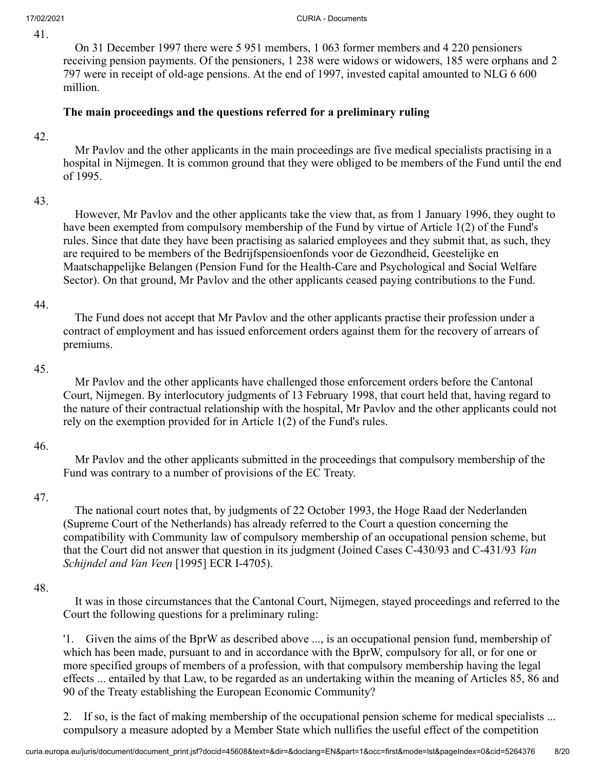41.

On 31 December 1997 there were 5 951 members, 1 063 former members and 4 220 pensioners receiving pension payments. Of the pensioners, 1 238 were widows or widowers, 185 were orphans and 2 797 were in receipt of old-age pensions. At the end of 1997, invested capital amounted to NLG 6 600 million.

**The main proceedings and the questions referred for a preliminary ruling**

42.

Mr Pavlov and the other applicants in the main proceedings are five medical specialists practising in a hospital in Nijmegen. It is common ground that they were obliged to be members of the Fund until the end of 1995.

43.

However, Mr Pavlov and the other applicants take the view that, as from 1 January 1996, they ought to have been exempted from compulsory membership of the Fund by virtue of Article 1(2) of the Fund's rules. Since that date they have been practising as salaried employees and they submit that, as such, they are required to be members of the Bedrijfspensioenfonds voor de Gezondheid, Geestelijke en Maatschappelijke Belangen (Pension Fund for the Health-Care and Psychological and Social Welfare Sector). On that ground, Mr Pavlov and the other applicants ceased paying contributions to the Fund.

44.

The Fund does not accept that Mr Pavlov and the other applicants practise their profession under a contract of employment and has issued enforcement orders against them for the recovery of arrears of premiums.

45.

Mr Pavlov and the other applicants have challenged those enforcement orders before the Cantonal Court, Nijmegen. By interlocutory judgments of 13 February 1998, that court held that, having regard to the nature of their contractual relationship with the hospital, Mr Pavlov and the other applicants could not rely on the exemption provided for in Article 1(2) of the Fund's rules.

46.

Mr Pavlov and the other applicants submitted in the proceedings that compulsory membership of the Fund was contrary to a number of provisions of the EC Treaty.

47.

The national court notes that, by judgments of 22 October 1993, the Hoge Raad der Nederlanden (Supreme Court of the Netherlands) has already referred to the Court a question concerning the compatibility with Community law of compulsory membership of an occupational pension scheme, but that the Court did not answer that question in its judgment (Joined Cases C-430/93 and C-431/93 *Van Schijndel and Van Veen* [1995] ECR I-4705).

48.

It was in those circumstances that the Cantonal Court, Nijmegen, stayed proceedings and referred to the Court the following questions for a preliminary ruling:

'1. Given the aims of the BprW as described above ..., is an occupational pension fund, membership of which has been made, pursuant to and in accordance with the BprW, compulsory for all, or for one or more specified groups of members of a profession, with that compulsory membership having the legal effects ... entailed by that Law, to be regarded as an undertaking within the meaning of Articles 85, 86 and 90 of the Treaty establishing the European Economic Community?

2. If so, is the fact of making membership of the occupational pension scheme for medical specialists ... compulsory a measure adopted by a Member State which nullifies the useful effect of the competition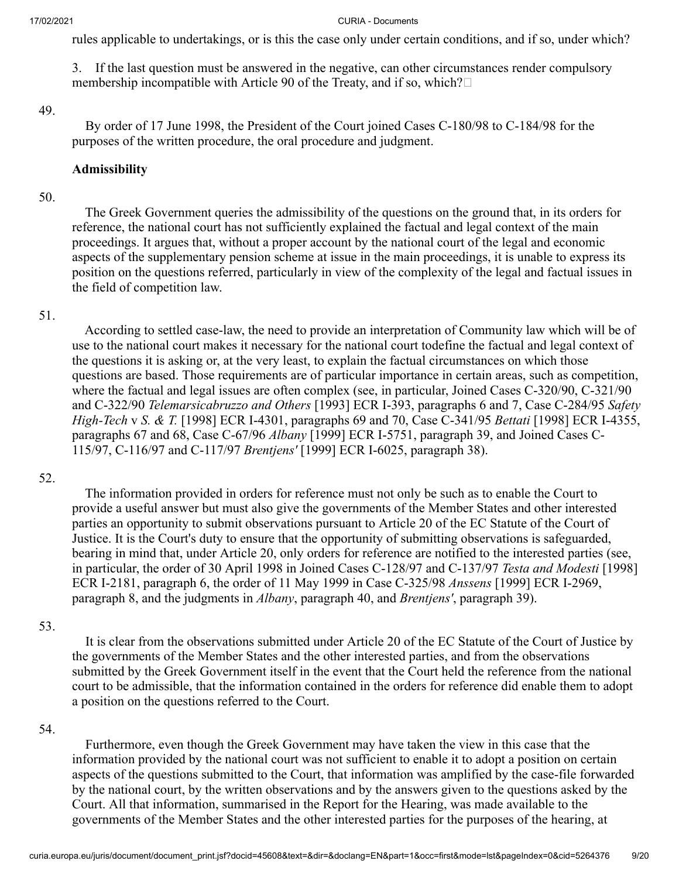rules applicable to undertakings, or is this the case only under certain conditions, and if so, under which?

3. If the last question must be answered in the negative, can other circumstances render compulsory membership incompatible with Article 90 of the Treaty, and if so, which?

49.

By order of 17 June 1998, the President of the Court joined Cases C-180/98 to C-184/98 for the purposes of the written procedure, the oral procedure and judgment.

**Admissibility**

50.

The Greek Government queries the admissibility of the questions on the ground that, in its orders for reference, the national court has not sufficiently explained the factual and legal context of the main proceedings. It argues that, without a proper account by the national court of the legal and economic aspects of the supplementary pension scheme at issue in the main proceedings, it is unable to express its position on the questions referred, particularly in view of the complexity of the legal and factual issues in the field of competition law.

51.

According to settled case-law, the need to provide an interpretation of Community law which will be of use to the national court makes it necessary for the national court todefine the factual and legal context of the questions it is asking or, at the very least, to explain the factual circumstances on which those questions are based. Those requirements are of particular importance in certain areas, such as competition, where the factual and legal issues are often complex (see, in particular, Joined Cases C-320/90, C-321/90 and C-322/90 *Telemarsicabruzzo and Others* [1993] ECR I-393, paragraphs 6 and 7, Case C-284/95 *Safety High-Tech* v *S. & T.* [1998] ECR I-4301, paragraphs 69 and 70, Case C-341/95 *Bettati* [1998] ECR I-4355, paragraphs 67 and 68, Case C-67/96 *Albany* [1999] ECR I-5751, paragraph 39, and Joined Cases C-115/97, C-116/97 and C-117/97 *Brentjens'* [1999] ECR I-6025, paragraph 38).

52.

The information provided in orders for reference must not only be such as to enable the Court to provide a useful answer but must also give the governments of the Member States and other interested parties an opportunity to submit observations pursuant to Article 20 of the EC Statute of the Court of Justice. It is the Court's duty to ensure that the opportunity of submitting observations is safeguarded, bearing in mind that, under Article 20, only orders for reference are notified to the interested parties (see, in particular, the order of 30 April 1998 in Joined Cases C-128/97 and C-137/97 *Testa and Modesti* [1998] ECR I-2181, paragraph 6, the order of 11 May 1999 in Case C-325/98 *Anssens* [1999] ECR I-2969, paragraph 8, and the judgments in *Albany*, paragraph 40, and *Brentjens'*, paragraph 39).

53.

It is clear from the observations submitted under Article 20 of the EC Statute of the Court of Justice by the governments of the Member States and the other interested parties, and from the observations submitted by the Greek Government itself in the event that the Court held the reference from the national court to be admissible, that the information contained in the orders for reference did enable them to adopt a position on the questions referred to the Court.

54.

Furthermore, even though the Greek Government may have taken the view in this case that the information provided by the national court was not sufficient to enable it to adopt a position on certain aspects of the questions submitted to the Court, that information was amplified by the case-file forwarded by the national court, by the written observations and by the answers given to the questions asked by the Court. All that information, summarised in the Report for the Hearing, was made available to the governments of the Member States and the other interested parties for the purposes of the hearing, at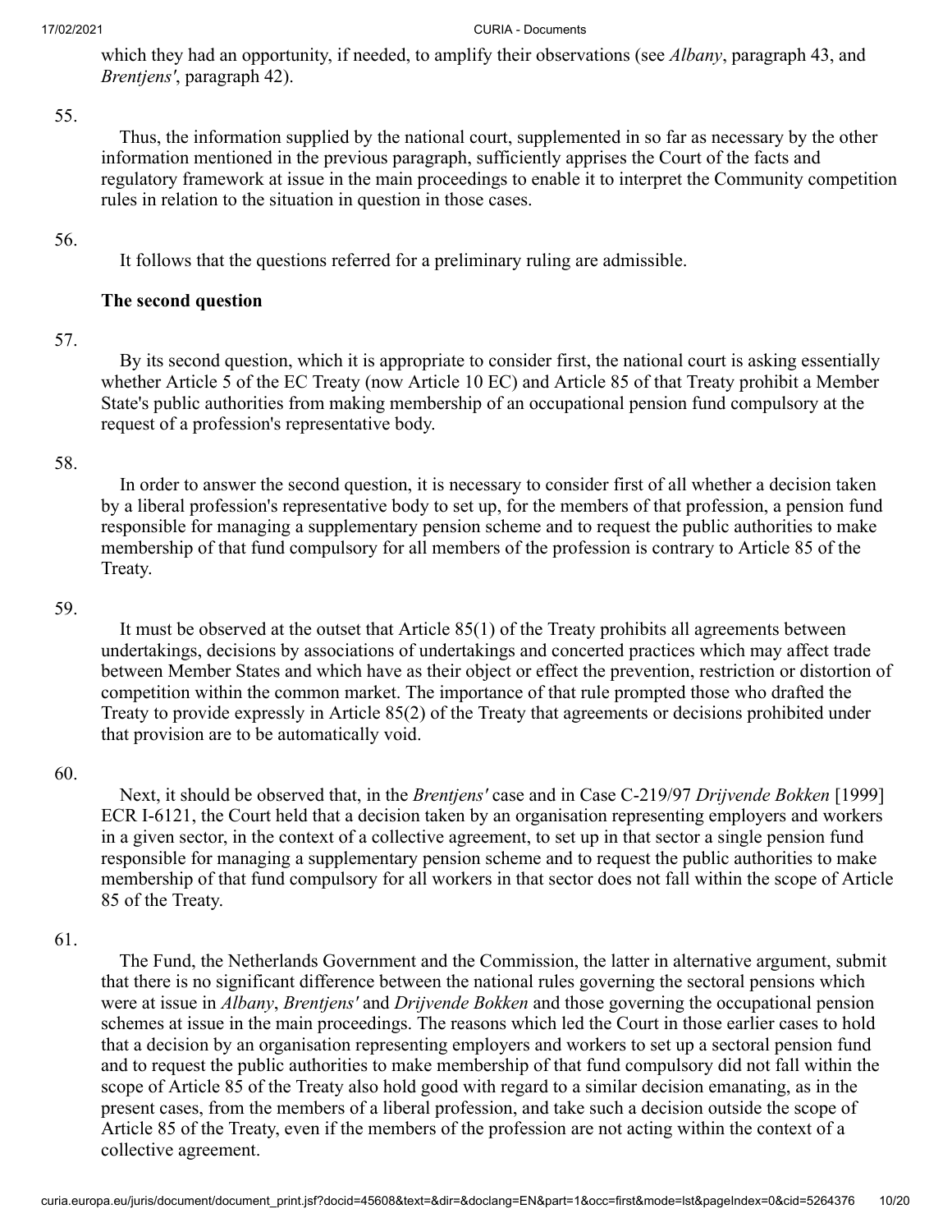which they had an opportunity, if needed, to amplify their observations (see *Albany*, paragraph 43, and *Brentjens'*, paragraph 42).

55.

Thus, the information supplied by the national court, supplemented in so far as necessary by the other information mentioned in the previous paragraph, sufficiently apprises the Court of the facts and regulatory framework at issue in the main proceedings to enable it to interpret the Community competition rules in relation to the situation in question in those cases.

56.

It follows that the questions referred for a preliminary ruling are admissible.

**The second question**

57.

By its second question, which it is appropriate to consider first, the national court is asking essentially whether Article 5 of the EC Treaty (now Article 10 EC) and Article 85 of that Treaty prohibit a Member State's public authorities from making membership of an occupational pension fund compulsory at the request of a profession's representative body.

58.

In order to answer the second question, it is necessary to consider first of all whether a decision taken by a liberal profession's representative body to set up, for the members of that profession, a pension fund responsible for managing a supplementary pension scheme and to request the public authorities to make membership of that fund compulsory for all members of the profession is contrary to Article 85 of the Treaty.

59.

It must be observed at the outset that Article 85(1) of the Treaty prohibits all agreements between undertakings, decisions by associations of undertakings and concerted practices which may affect trade between Member States and which have as their object or effect the prevention, restriction or distortion of competition within the common market. The importance of that rule prompted those who drafted the Treaty to provide expressly in Article 85(2) of the Treaty that agreements or decisions prohibited under that provision are to be automatically void.

60.

Next, it should be observed that, in the *Brentjens'* case and in Case C-219/97 *Drijvende Bokken* [1999] ECR I-6121, the Court held that a decision taken by an organisation representing employers and workers in a given sector, in the context of a collective agreement, to set up in that sector a single pension fund responsible for managing a supplementary pension scheme and to request the public authorities to make membership of that fund compulsory for all workers in that sector does not fall within the scope of Article 85 of the Treaty.

61.

The Fund, the Netherlands Government and the Commission, the latter in alternative argument, submit that there is no significant difference between the national rules governing the sectoral pensions which were at issue in *Albany*, *Brentjens'* and *Drijvende Bokken* and those governing the occupational pension schemes at issue in the main proceedings. The reasons which led the Court in those earlier cases to hold that a decision by an organisation representing employers and workers to set up a sectoral pension fund and to request the public authorities to make membership of that fund compulsory did not fall within the scope of Article 85 of the Treaty also hold good with regard to a similar decision emanating, as in the present cases, from the members of a liberal profession, and take such a decision outside the scope of Article 85 of the Treaty, even if the members of the profession are not acting within the context of a collective agreement.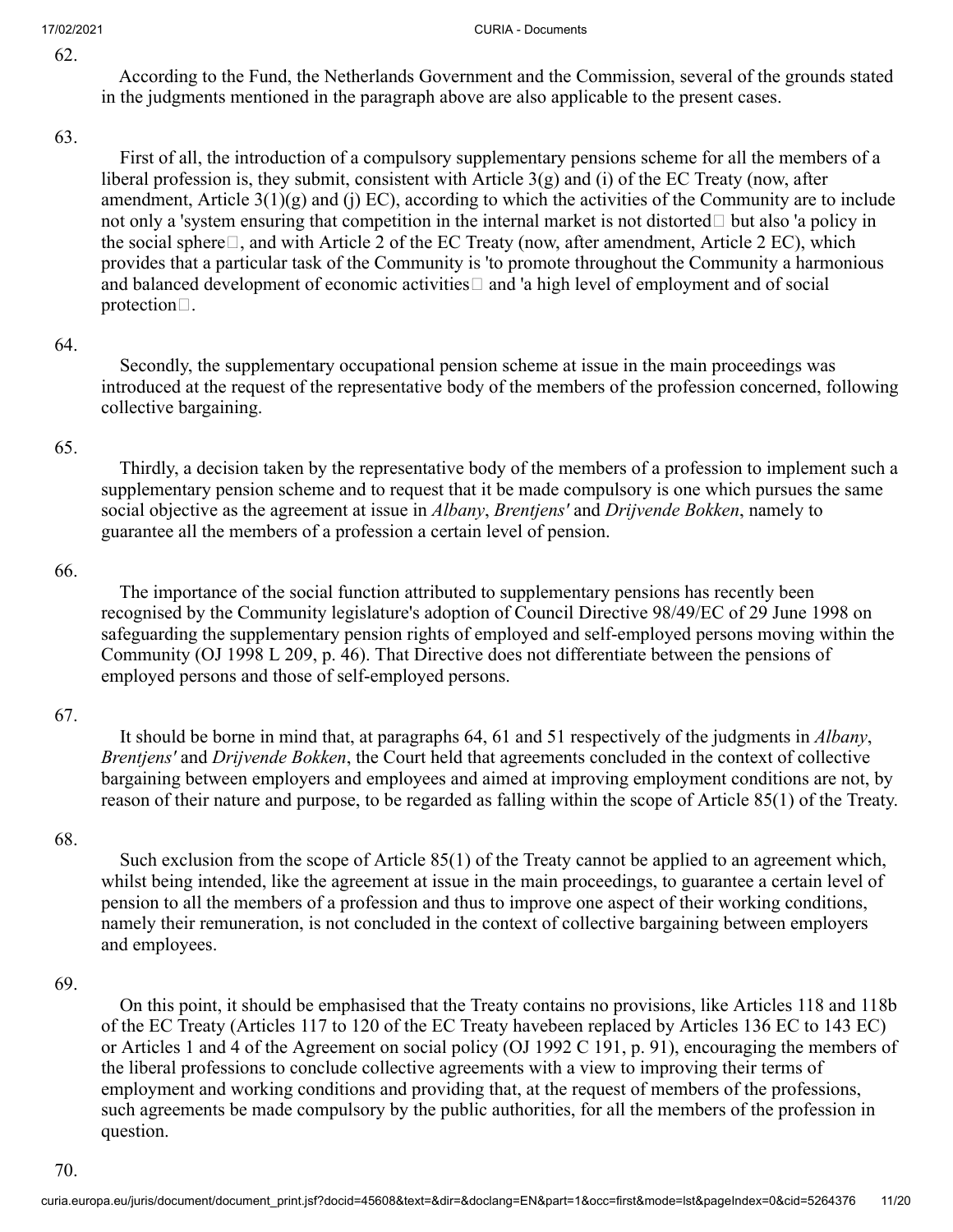62.

According to the Fund, the Netherlands Government and the Commission, several of the grounds stated in the judgments mentioned in the paragraph above are also applicable to the present cases.

63.

First of all, the introduction of a compulsory supplementary pensions scheme for all the members of a liberal profession is, they submit, consistent with Article 3(g) and (i) of the EC Treaty (now, after amendment, Article 3(1)(g) and (j) EC), according to which the activities of the Community are to include not only a 'system ensuring that competition in the internal market is not distorted' but also 'a policy in the social sphere', and with Article 2 of the EC Treaty (now, after amendment, Article 2 EC), which provides that a particular task of the Community is 'to promote throughout the Community a harmonious and balanced development of economic activities' and 'a high level of employment and of social protection'.

64.

Secondly, the supplementary occupational pension scheme at issue in the main proceedings was introduced at the request of the representative body of the members of the profession concerned, following collective bargaining.

65.

Thirdly, a decision taken by the representative body of the members of a profession to implement such a supplementary pension scheme and to request that it be made compulsory is one which pursues the same social objective as the agreement at issue in *Albany*, *Brentjens'* and *Drijvende Bokken*, namely to guarantee all the members of a profession a certain level of pension.

66.

The importance of the social function attributed to supplementary pensions has recently been recognised by the Community legislature's adoption of Council Directive 98/49/EC of 29 June 1998 on safeguarding the supplementary pension rights of employed and self-employed persons moving within the Community (OJ 1998 L 209, p. 46). That Directive does not differentiate between the pensions of employed persons and those of self-employed persons.

67.

It should be borne in mind that, at paragraphs 64, 61 and 51 respectively of the judgments in *Albany*, *Brentjens'* and *Drijvende Bokken*, the Court held that agreements concluded in the context of collective bargaining between employers and employees and aimed at improving employment conditions are not, by reason of their nature and purpose, to be regarded as falling within the scope of Article 85(1) of the Treaty.

68.

Such exclusion from the scope of Article 85(1) of the Treaty cannot be applied to an agreement which, whilst being intended, like the agreement at issue in the main proceedings, to guarantee a certain level of pension to all the members of a profession and thus to improve one aspect of their working conditions, namely their remuneration, is not concluded in the context of collective bargaining between employers and employees.

69.

On this point, it should be emphasised that the Treaty contains no provisions, like Articles 118 and 118b of the EC Treaty (Articles 117 to 120 of the EC Treaty havebeen replaced by Articles 136 EC to 143 EC) or Articles 1 and 4 of the Agreement on social policy (OJ 1992 C 191, p. 91), encouraging the members of the liberal professions to conclude collective agreements with a view to improving their terms of employment and working conditions and providing that, at the request of members of the professions, such agreements be made compulsory by the public authorities, for all the members of the profession in question.

70.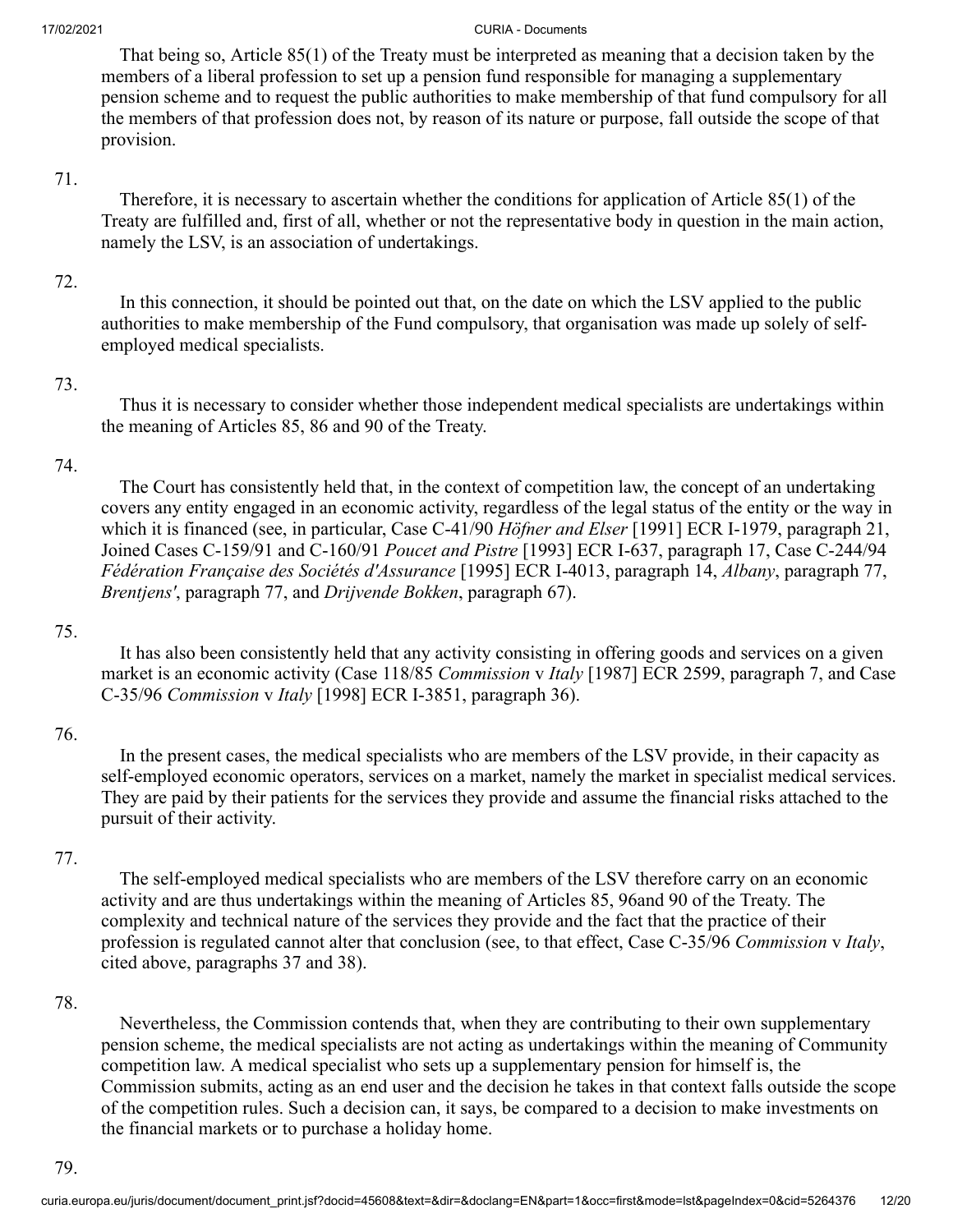That being so, Article 85(1) of the Treaty must be interpreted as meaning that a decision taken by the members of a liberal profession to set up a pension fund responsible for managing a supplementary pension scheme and to request the public authorities to make membership of that fund compulsory for all the members of that profession does not, by reason of its nature or purpose, fall outside the scope of that provision.

71.

Therefore, it is necessary to ascertain whether the conditions for application of Article 85(1) of the Treaty are fulfilled and, first of all, whether or not the representative body in question in the main action, namely the LSV, is an association of undertakings.

72.

In this connection, it should be pointed out that, on the date on which the LSV applied to the public authorities to make membership of the Fund compulsory, that organisation was made up solely of self-employed medical specialists.

73.

Thus it is necessary to consider whether those independent medical specialists are undertakings within the meaning of Articles 85, 86 and 90 of the Treaty.

74.

The Court has consistently held that, in the context of competition law, the concept of an undertaking covers any entity engaged in an economic activity, regardless of the legal status of the entity or the way in which it is financed (see, in particular, Case C-41/90 *Höfner and Elser* [1991] ECR I-1979, paragraph 21, Joined Cases C-159/91 and C-160/91 *Poucet and Pistre* [1993] ECR I-637, paragraph 17, Case C-244/94 *Fédération Française des Sociétés d'Assurance* [1995] ECR I-4013, paragraph 14, *Albany*, paragraph 77, *Brentjens'*, paragraph 77, and *Drijvende Bokken*, paragraph 67).

75.

It has also been consistently held that any activity consisting in offering goods and services on a given market is an economic activity (Case 118/85 *Commission* v *Italy* [1987] ECR 2599, paragraph 7, and Case C-35/96 *Commission* v *Italy* [1998] ECR I-3851, paragraph 36).

76.

In the present cases, the medical specialists who are members of the LSV provide, in their capacity as self-employed economic operators, services on a market, namely the market in specialist medical services. They are paid by their patients for the services they provide and assume the financial risks attached to the pursuit of their activity.

77.

The self-employed medical specialists who are members of the LSV therefore carry on an economic activity and are thus undertakings within the meaning of Articles 85, 96and 90 of the Treaty. The complexity and technical nature of the services they provide and the fact that the practice of their profession is regulated cannot alter that conclusion (see, to that effect, Case C-35/96 *Commission* v *Italy*, cited above, paragraphs 37 and 38).

78.

Nevertheless, the Commission contends that, when they are contributing to their own supplementary pension scheme, the medical specialists are not acting as undertakings within the meaning of Community competition law. A medical specialist who sets up a supplementary pension for himself is, the Commission submits, acting as an end user and the decision he takes in that context falls outside the scope of the competition rules. Such a decision can, it says, be compared to a decision to make investments on the financial markets or to purchase a holiday home.

79.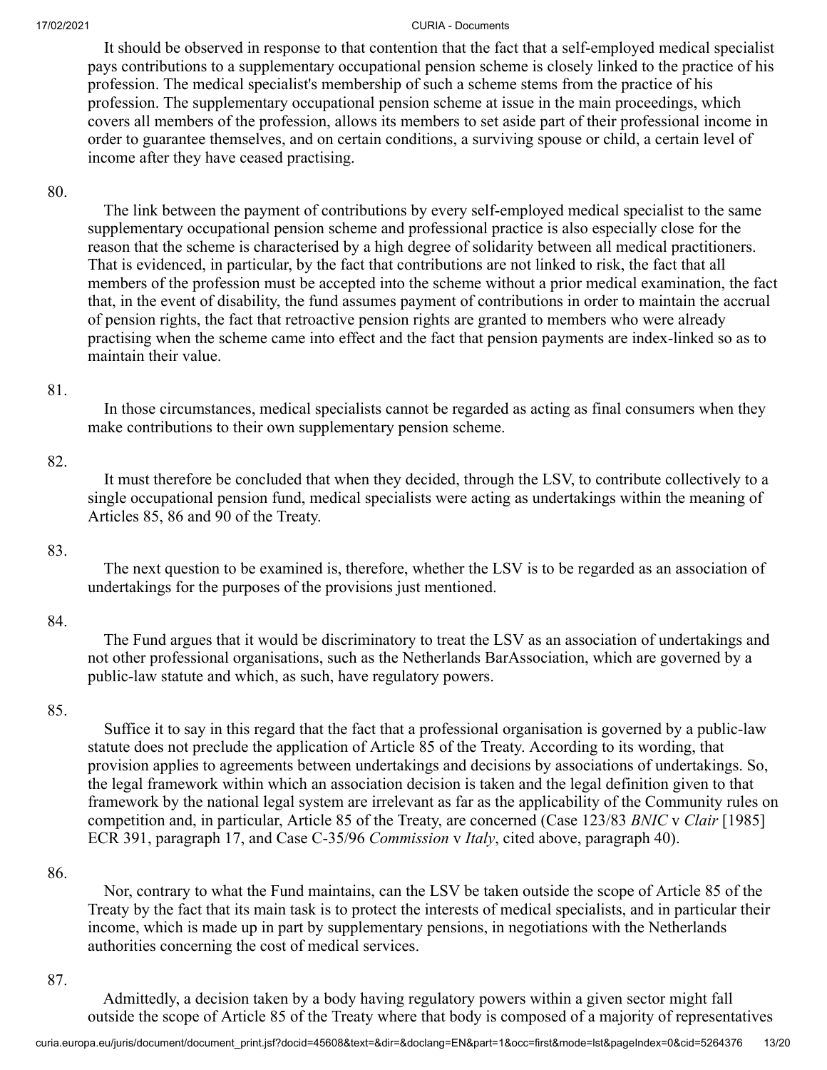It should be observed in response to that contention that the fact that a self-employed medical specialist pays contributions to a supplementary occupational pension scheme is closely linked to the practice of his profession. The medical specialist's membership of such a scheme stems from the practice of his profession. The supplementary occupational pension scheme at issue in the main proceedings, which covers all members of the profession, allows its members to set aside part of their professional income in order to guarantee themselves, and on certain conditions, a surviving spouse or child, a certain level of income after they have ceased practising.

80.

The link between the payment of contributions by every self-employed medical specialist to the same supplementary occupational pension scheme and professional practice is also especially close for the reason that the scheme is characterised by a high degree of solidarity between all medical practitioners. That is evidenced, in particular, by the fact that contributions are not linked to risk, the fact that all members of the profession must be accepted into the scheme without a prior medical examination, the fact that, in the event of disability, the fund assumes payment of contributions in order to maintain the accrual of pension rights, the fact that retroactive pension rights are granted to members who were already practising when the scheme came into effect and the fact that pension payments are index-linked so as to maintain their value.

81.

In those circumstances, medical specialists cannot be regarded as acting as final consumers when they make contributions to their own supplementary pension scheme.

82.

It must therefore be concluded that when they decided, through the LSV, to contribute collectively to a single occupational pension fund, medical specialists were acting as undertakings within the meaning of Articles 85, 86 and 90 of the Treaty.

83.

The next question to be examined is, therefore, whether the LSV is to be regarded as an association of undertakings for the purposes of the provisions just mentioned.

84.

The Fund argues that it would be discriminatory to treat the LSV as an association of undertakings and not other professional organisations, such as the Netherlands BarAssociation, which are governed by a public-law statute and which, as such, have regulatory powers.

85.

Suffice it to say in this regard that the fact that a professional organisation is governed by a public-law statute does not preclude the application of Article 85 of the Treaty. According to its wording, that provision applies to agreements between undertakings and decisions by associations of undertakings. So, the legal framework within which an association decision is taken and the legal definition given to that framework by the national legal system are irrelevant as far as the applicability of the Community rules on competition and, in particular, Article 85 of the Treaty, are concerned (Case 123/83 *BNIC* v *Clair* [1985] ECR 391, paragraph 17, and Case C-35/96 *Commission* v *Italy*, cited above, paragraph 40).

86.

Nor, contrary to what the Fund maintains, can the LSV be taken outside the scope of Article 85 of the Treaty by the fact that its main task is to protect the interests of medical specialists, and in particular their income, which is made up in part by supplementary pensions, in negotiations with the Netherlands authorities concerning the cost of medical services.

87.

Admittedly, a decision taken by a body having regulatory powers within a given sector might fall outside the scope of Article 85 of the Treaty where that body is composed of a majority of representatives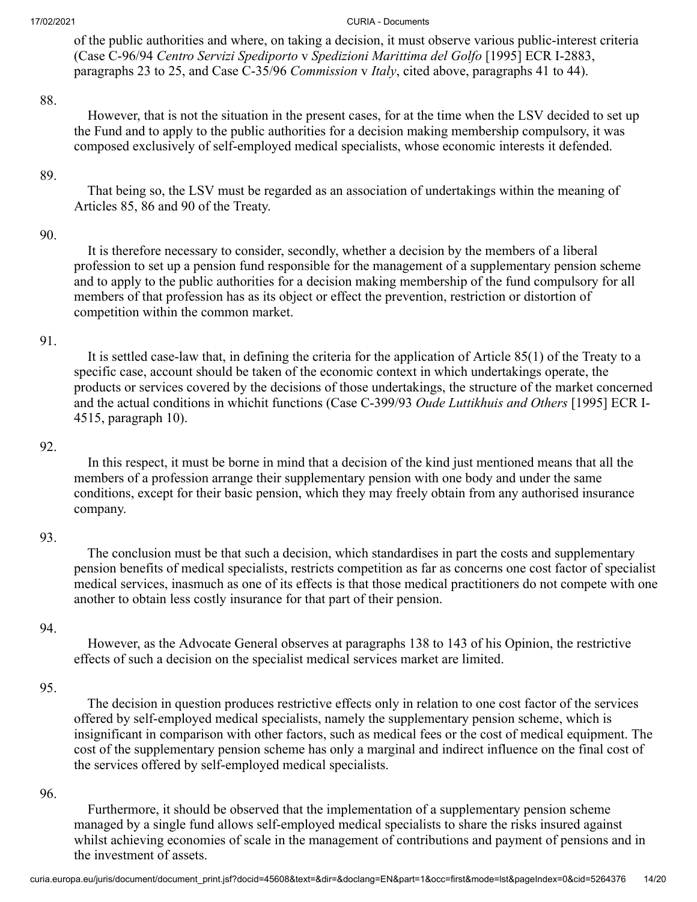of the public authorities and where, on taking a decision, it must observe various public-interest criteria (Case C-96/94 *Centro Servizi Spediporto* v *Spedizioni Marittima del Golfo* [1995] ECR I-2883, paragraphs 23 to 25, and Case C-35/96 *Commission* v *Italy*, cited above, paragraphs 41 to 44).

88.

However, that is not the situation in the present cases, for at the time when the LSV decided to set up the Fund and to apply to the public authorities for a decision making membership compulsory, it was composed exclusively of self-employed medical specialists, whose economic interests it defended.

89.

That being so, the LSV must be regarded as an association of undertakings within the meaning of Articles 85, 86 and 90 of the Treaty.

90.

It is therefore necessary to consider, secondly, whether a decision by the members of a liberal profession to set up a pension fund responsible for the management of a supplementary pension scheme and to apply to the public authorities for a decision making membership of the fund compulsory for all members of that profession has as its object or effect the prevention, restriction or distortion of competition within the common market.

91.

It is settled case-law that, in defining the criteria for the application of Article 85(1) of the Treaty to a specific case, account should be taken of the economic context in which undertakings operate, the products or services covered by the decisions of those undertakings, the structure of the market concerned and the actual conditions in whichit functions (Case C-399/93 *Oude Luttikhuis and Others* [1995] ECR I-4515, paragraph 10).

92.

In this respect, it must be borne in mind that a decision of the kind just mentioned means that all the members of a profession arrange their supplementary pension with one body and under the same conditions, except for their basic pension, which they may freely obtain from any authorised insurance company.

93.

The conclusion must be that such a decision, which standardises in part the costs and supplementary pension benefits of medical specialists, restricts competition as far as concerns one cost factor of specialist medical services, inasmuch as one of its effects is that those medical practitioners do not compete with one another to obtain less costly insurance for that part of their pension.

94.

However, as the Advocate General observes at paragraphs 138 to 143 of his Opinion, the restrictive effects of such a decision on the specialist medical services market are limited.

95.

The decision in question produces restrictive effects only in relation to one cost factor of the services offered by self-employed medical specialists, namely the supplementary pension scheme, which is insignificant in comparison with other factors, such as medical fees or the cost of medical equipment. The cost of the supplementary pension scheme has only a marginal and indirect influence on the final cost of the services offered by self-employed medical specialists.

96.

Furthermore, it should be observed that the implementation of a supplementary pension scheme managed by a single fund allows self-employed medical specialists to share the risks insured against whilst achieving economies of scale in the management of contributions and payment of pensions and in the investment of assets.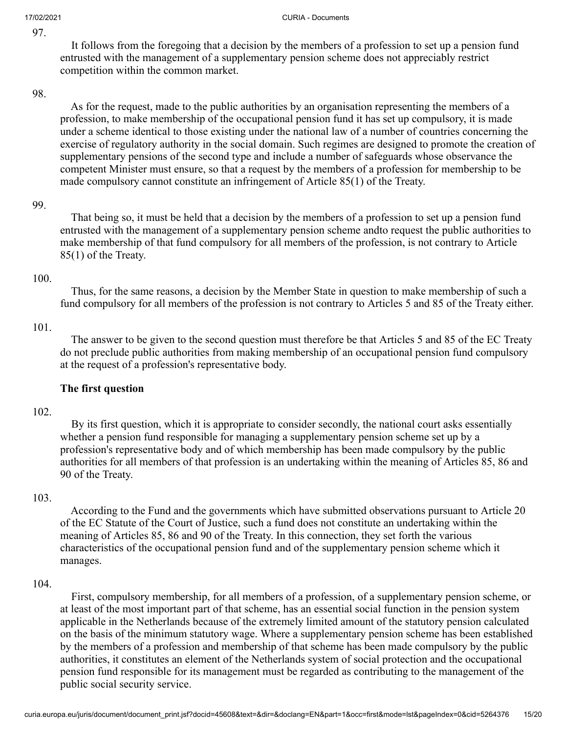97.

It follows from the foregoing that a decision by the members of a profession to set up a pension fund entrusted with the management of a supplementary pension scheme does not appreciably restrict competition within the common market.

98.

As for the request, made to the public authorities by an organisation representing the members of a profession, to make membership of the occupational pension fund it has set up compulsory, it is made under a scheme identical to those existing under the national law of a number of countries concerning the exercise of regulatory authority in the social domain. Such regimes are designed to promote the creation of supplementary pensions of the second type and include a number of safeguards whose observance the competent Minister must ensure, so that a request by the members of a profession for membership to be made compulsory cannot constitute an infringement of Article 85(1) of the Treaty.

99.

That being so, it must be held that a decision by the members of a profession to set up a pension fund entrusted with the management of a supplementary pension scheme andto request the public authorities to make membership of that fund compulsory for all members of the profession, is not contrary to Article 85(1) of the Treaty.

100.

Thus, for the same reasons, a decision by the Member State in question to make membership of such a fund compulsory for all members of the profession is not contrary to Articles 5 and 85 of the Treaty either.

101.

The answer to be given to the second question must therefore be that Articles 5 and 85 of the EC Treaty do not preclude public authorities from making membership of an occupational pension fund compulsory at the request of a profession's representative body.

**The first question**

102.

By its first question, which it is appropriate to consider secondly, the national court asks essentially whether a pension fund responsible for managing a supplementary pension scheme set up by a profession's representative body and of which membership has been made compulsory by the public authorities for all members of that profession is an undertaking within the meaning of Articles 85, 86 and 90 of the Treaty.

103.

According to the Fund and the governments which have submitted observations pursuant to Article 20 of the EC Statute of the Court of Justice, such a fund does not constitute an undertaking within the meaning of Articles 85, 86 and 90 of the Treaty. In this connection, they set forth the various characteristics of the occupational pension fund and of the supplementary pension scheme which it manages.

104.

First, compulsory membership, for all members of a profession, of a supplementary pension scheme, or at least of the most important part of that scheme, has an essential social function in the pension system applicable in the Netherlands because of the extremely limited amount of the statutory pension calculated on the basis of the minimum statutory wage. Where a supplementary pension scheme has been established by the members of a profession and membership of that scheme has been made compulsory by the public authorities, it constitutes an element of the Netherlands system of social protection and the occupational pension fund responsible for its management must be regarded as contributing to the management of the public social security service.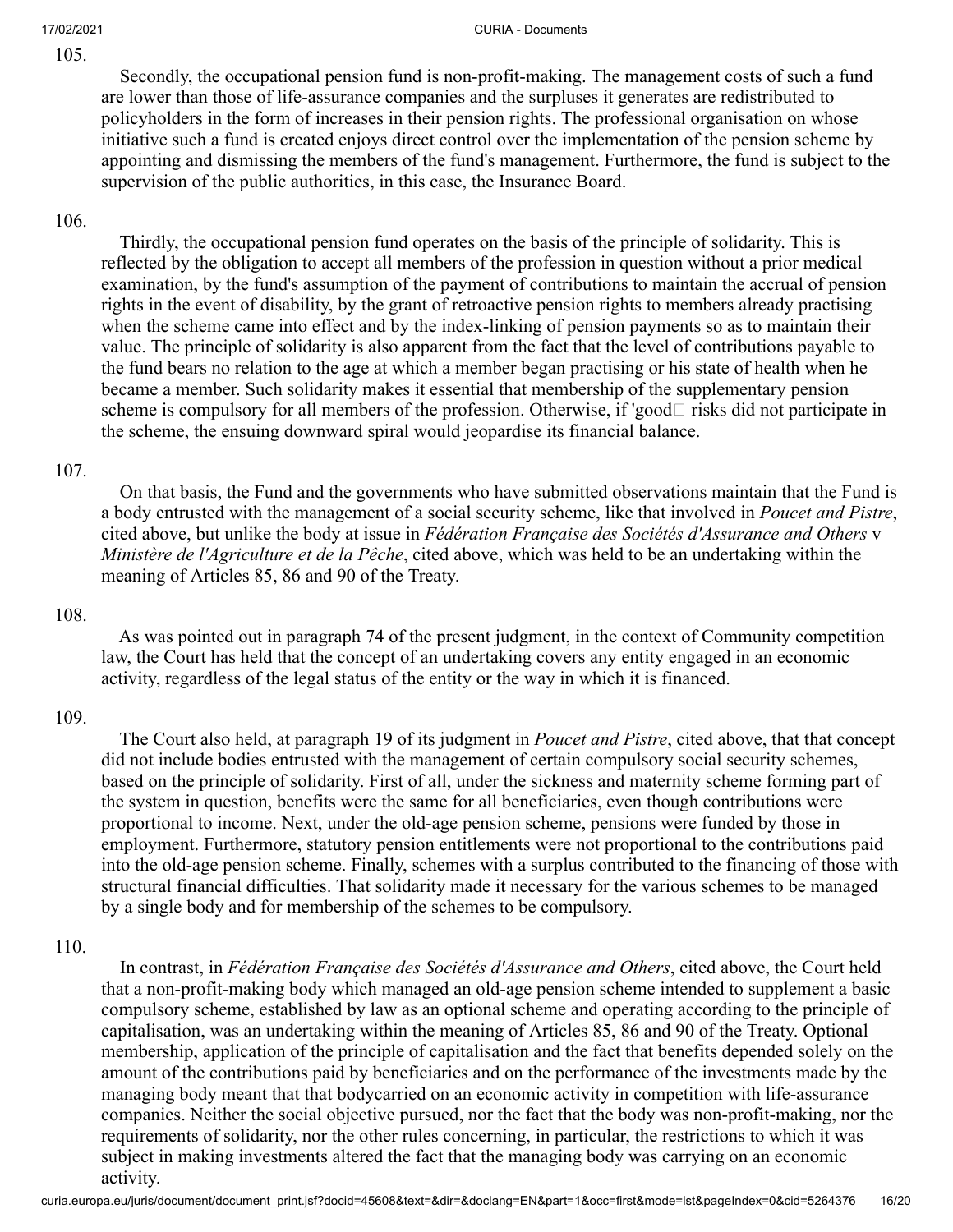105.

Secondly, the occupational pension fund is non-profit-making. The management costs of such a fund are lower than those of life-assurance companies and the surpluses it generates are redistributed to policyholders in the form of increases in their pension rights. The professional organisation on whose initiative such a fund is created enjoys direct control over the implementation of the pension scheme by appointing and dismissing the members of the fund's management. Furthermore, the fund is subject to the supervision of the public authorities, in this case, the Insurance Board.

106.

Thirdly, the occupational pension fund operates on the basis of the principle of solidarity. This is reflected by the obligation to accept all members of the profession in question without a prior medical examination, by the fund's assumption of the payment of contributions to maintain the accrual of pension rights in the event of disability, by the grant of retroactive pension rights to members already practising when the scheme came into effect and by the index-linking of pension payments so as to maintain their value. The principle of solidarity is also apparent from the fact that the level of contributions payable to the fund bears no relation to the age at which a member began practising or his state of health when he became a member. Such solidarity makes it essential that membership of the supplementary pension scheme is compulsory for all members of the profession. Otherwise, if 'good' risks did not participate in the scheme, the ensuing downward spiral would jeopardise its financial balance.

107.

On that basis, the Fund and the governments who have submitted observations maintain that the Fund is a body entrusted with the management of a social security scheme, like that involved in *Poucet and Pistre*, cited above, but unlike the body at issue in *Fédération Française des Sociétés d'Assurance and Others* v *Ministère de l'Agriculture et de la Pêche*, cited above, which was held to be an undertaking within the meaning of Articles 85, 86 and 90 of the Treaty.

108.

As was pointed out in paragraph 74 of the present judgment, in the context of Community competition law, the Court has held that the concept of an undertaking covers any entity engaged in an economic activity, regardless of the legal status of the entity or the way in which it is financed.

109.

The Court also held, at paragraph 19 of its judgment in *Poucet and Pistre*, cited above, that that concept did not include bodies entrusted with the management of certain compulsory social security schemes, based on the principle of solidarity. First of all, under the sickness and maternity scheme forming part of the system in question, benefits were the same for all beneficiaries, even though contributions were proportional to income. Next, under the old-age pension scheme, pensions were funded by those in employment. Furthermore, statutory pension entitlements were not proportional to the contributions paid into the old-age pension scheme. Finally, schemes with a surplus contributed to the financing of those with structural financial difficulties. That solidarity made it necessary for the various schemes to be managed by a single body and for membership of the schemes to be compulsory.

110.

In contrast, in *Fédération Française des Sociétés d'Assurance and Others*, cited above, the Court held that a non-profit-making body which managed an old-age pension scheme intended to supplement a basic compulsory scheme, established by law as an optional scheme and operating according to the principle of capitalisation, was an undertaking within the meaning of Articles 85, 86 and 90 of the Treaty. Optional membership, application of the principle of capitalisation and the fact that benefits depended solely on the amount of the contributions paid by beneficiaries and on the performance of the investments made by the managing body meant that that bodycarried on an economic activity in competition with life-assurance companies. Neither the social objective pursued, nor the fact that the body was non-profit-making, nor the requirements of solidarity, nor the other rules concerning, in particular, the restrictions to which it was subject in making investments altered the fact that the managing body was carrying on an economic activity.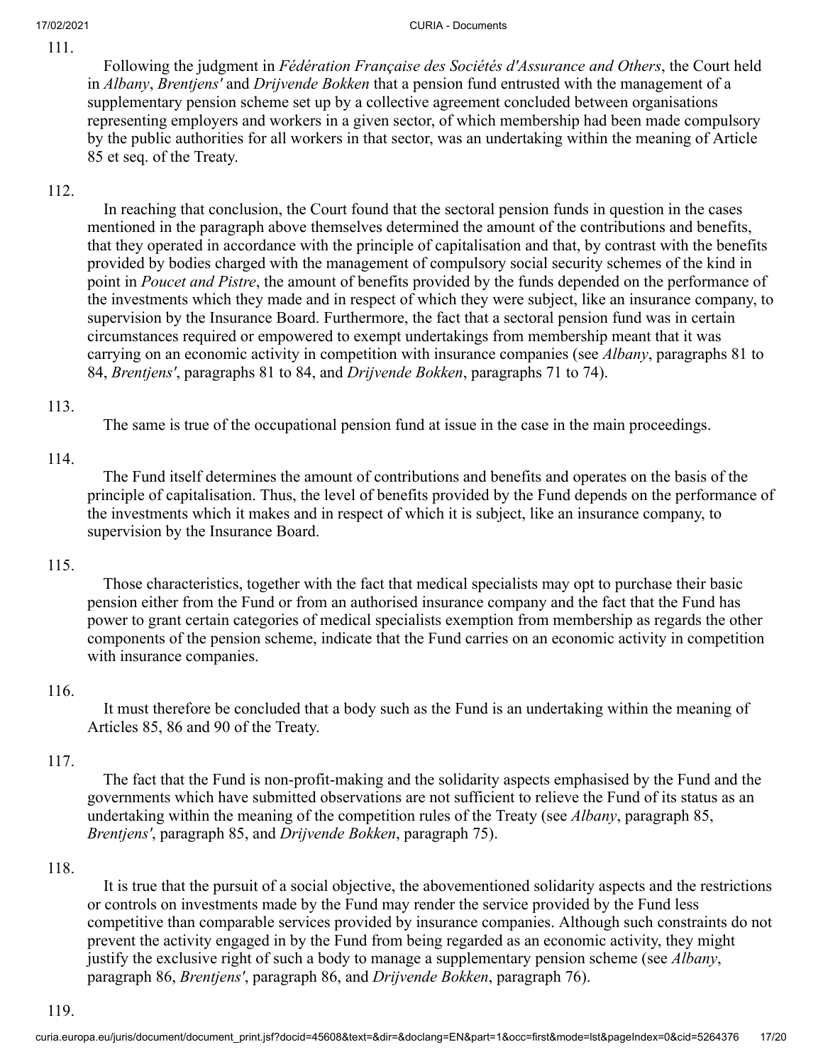111.

Following the judgment in *Fédération Française des Sociétés d'Assurance and Others*, the Court held in *Albany*, *Brentjens'* and *Drijvende Bokken* that a pension fund entrusted with the management of a supplementary pension scheme set up by a collective agreement concluded between organisations representing employers and workers in a given sector, of which membership had been made compulsory by the public authorities for all workers in that sector, was an undertaking within the meaning of Article 85 et seq. of the Treaty.

112.

In reaching that conclusion, the Court found that the sectoral pension funds in question in the cases mentioned in the paragraph above themselves determined the amount of the contributions and benefits, that they operated in accordance with the principle of capitalisation and that, by contrast with the benefits provided by bodies charged with the management of compulsory social security schemes of the kind in point in *Poucet and Pistre*, the amount of benefits provided by the funds depended on the performance of the investments which they made and in respect of which they were subject, like an insurance company, to supervision by the Insurance Board. Furthermore, the fact that a sectoral pension fund was in certain circumstances required or empowered to exempt undertakings from membership meant that it was carrying on an economic activity in competition with insurance companies (see *Albany*, paragraphs 81 to 84, *Brentjens'*, paragraphs 81 to 84, and *Drijvende Bokken*, paragraphs 71 to 74).

113.

The same is true of the occupational pension fund at issue in the case in the main proceedings.

114.

The Fund itself determines the amount of contributions and benefits and operates on the basis of the principle of capitalisation. Thus, the level of benefits provided by the Fund depends on the performance of the investments which it makes and in respect of which it is subject, like an insurance company, to supervision by the Insurance Board.

115.

Those characteristics, together with the fact that medical specialists may opt to purchase their basic pension either from the Fund or from an authorised insurance company and the fact that the Fund has power to grant certain categories of medical specialists exemption from membership as regards the other components of the pension scheme, indicate that the Fund carries on an economic activity in competition with insurance companies.

116.

It must therefore be concluded that a body such as the Fund is an undertaking within the meaning of Articles 85, 86 and 90 of the Treaty.

117.

The fact that the Fund is non-profit-making and the solidarity aspects emphasised by the Fund and the governments which have submitted observations are not sufficient to relieve the Fund of its status as an undertaking within the meaning of the competition rules of the Treaty (see *Albany*, paragraph 85, *Brentjens'*, paragraph 85, and *Drijvende Bokken*, paragraph 75).

118.

It is true that the pursuit of a social objective, the abovementioned solidarity aspects and the restrictions or controls on investments made by the Fund may render the service provided by the Fund less competitive than comparable services provided by insurance companies. Although such constraints do not prevent the activity engaged in by the Fund from being regarded as an economic activity, they might justify the exclusive right of such a body to manage a supplementary pension scheme (see *Albany*, paragraph 86, *Brentjens'*, paragraph 86, and *Drijvende Bokken*, paragraph 76).

119.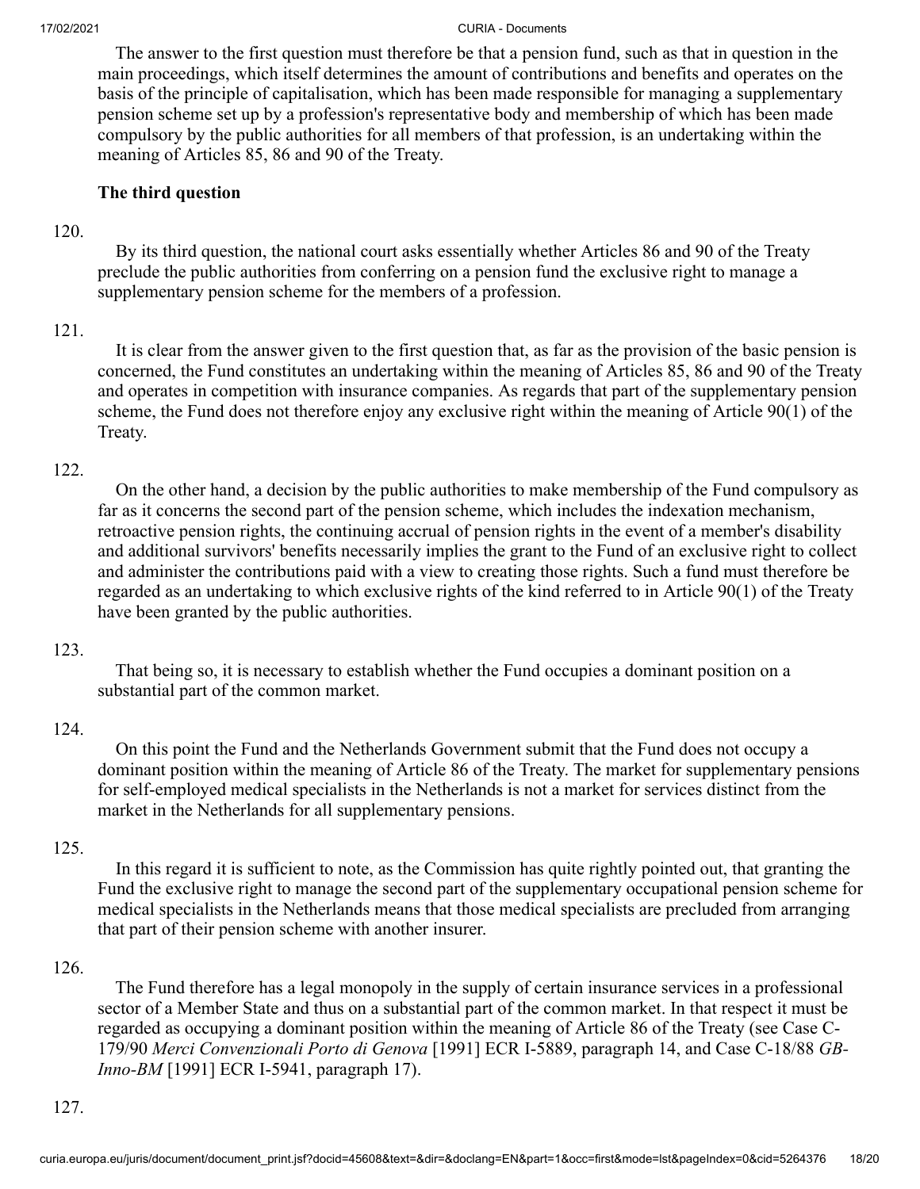The answer to the first question must therefore be that a pension fund, such as that in question in the main proceedings, which itself determines the amount of contributions and benefits and operates on the basis of the principle of capitalisation, which has been made responsible for managing a supplementary pension scheme set up by a profession's representative body and membership of which has been made compulsory by the public authorities for all members of that profession, is an undertaking within the meaning of Articles 85, 86 and 90 of the Treaty.

**The third question**

120.

By its third question, the national court asks essentially whether Articles 86 and 90 of the Treaty preclude the public authorities from conferring on a pension fund the exclusive right to manage a supplementary pension scheme for the members of a profession.

121.

It is clear from the answer given to the first question that, as far as the provision of the basic pension is concerned, the Fund constitutes an undertaking within the meaning of Articles 85, 86 and 90 of the Treaty and operates in competition with insurance companies. As regards that part of the supplementary pension scheme, the Fund does not therefore enjoy any exclusive right within the meaning of Article 90(1) of the Treaty.

122.

On the other hand, a decision by the public authorities to make membership of the Fund compulsory as far as it concerns the second part of the pension scheme, which includes the indexation mechanism, retroactive pension rights, the continuing accrual of pension rights in the event of a member's disability and additional survivors' benefits necessarily implies the grant to the Fund of an exclusive right to collect and administer the contributions paid with a view to creating those rights. Such a fund must therefore be regarded as an undertaking to which exclusive rights of the kind referred to in Article 90(1) of the Treaty have been granted by the public authorities.

123.

That being so, it is necessary to establish whether the Fund occupies a dominant position on a substantial part of the common market.

124.

On this point the Fund and the Netherlands Government submit that the Fund does not occupy a dominant position within the meaning of Article 86 of the Treaty. The market for supplementary pensions for self-employed medical specialists in the Netherlands is not a market for services distinct from the market in the Netherlands for all supplementary pensions.

125.

In this regard it is sufficient to note, as the Commission has quite rightly pointed out, that granting the Fund the exclusive right to manage the second part of the supplementary occupational pension scheme for medical specialists in the Netherlands means that those medical specialists are precluded from arranging that part of their pension scheme with another insurer.

126.

The Fund therefore has a legal monopoly in the supply of certain insurance services in a professional sector of a Member State and thus on a substantial part of the common market. In that respect it must be regarded as occupying a dominant position within the meaning of Article 86 of the Treaty (see Case C-179/90 *Merci Convenzionali Porto di Genova* [1991] ECR I-5889, paragraph 14, and Case C-18/88 *GB-Inno-BM* [1991] ECR I-5941, paragraph 17).

127.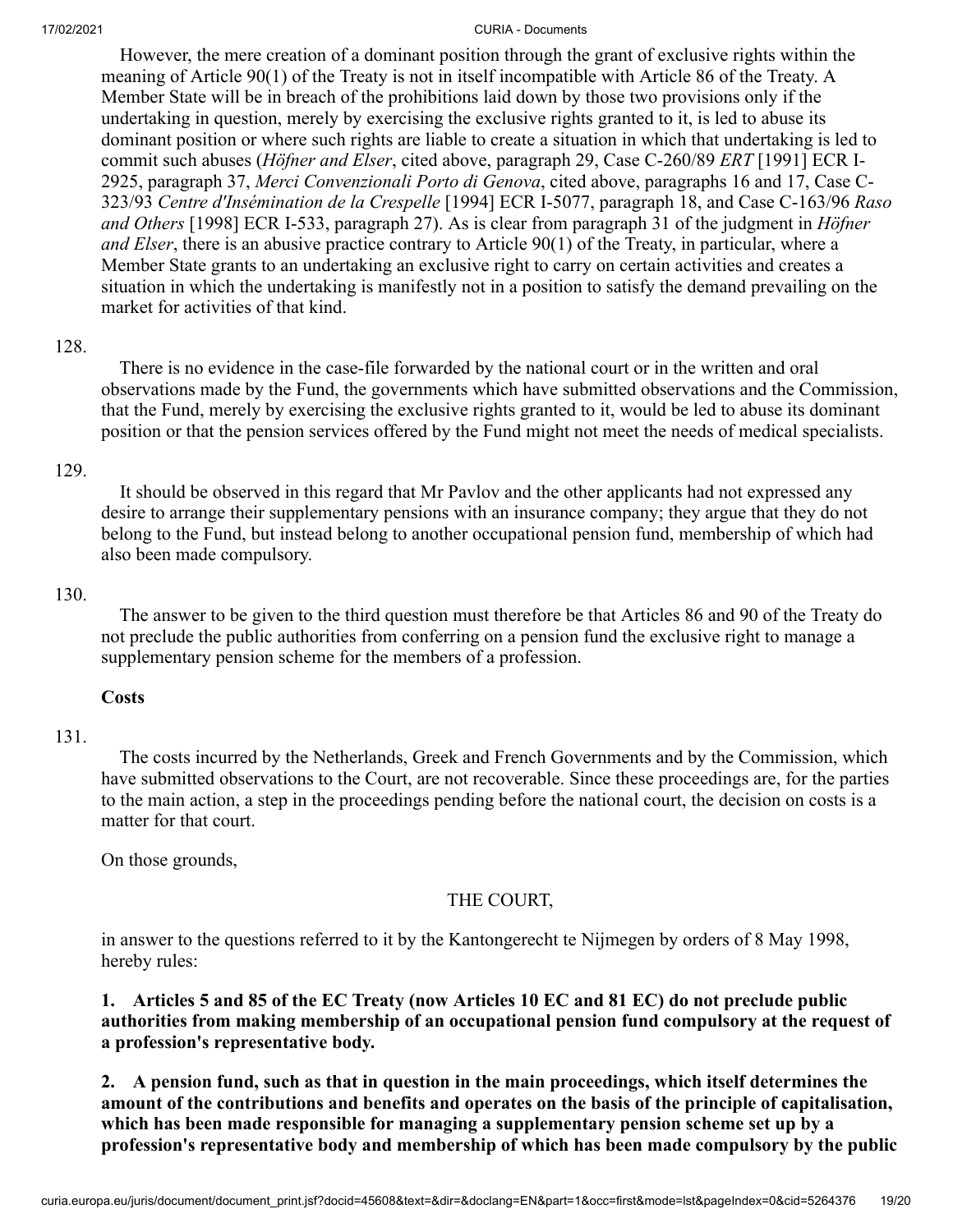However, the mere creation of a dominant position through the grant of exclusive rights within the meaning of Article 90(1) of the Treaty is not in itself incompatible with Article 86 of the Treaty. A Member State will be in breach of the prohibitions laid down by those two provisions only if the undertaking in question, merely by exercising the exclusive rights granted to it, is led to abuse its dominant position or where such rights are liable to create a situation in which that undertaking is led to commit such abuses (*Höfner and Elser*, cited above, paragraph 29, Case C-260/89 *ERT* [1991] ECR I-2925, paragraph 37, *Merci Convenzionali Porto di Genova*, cited above, paragraphs 16 and 17, Case C-323/93 *Centre d'Insémination de la Crespelle* [1994] ECR I-5077, paragraph 18, and Case C-163/96 *Raso and Others* [1998] ECR I-533, paragraph 27). As is clear from paragraph 31 of the judgment in *Höfner and Elser*, there is an abusive practice contrary to Article 90(1) of the Treaty, in particular, where a Member State grants to an undertaking an exclusive right to carry on certain activities and creates a situation in which the undertaking is manifestly not in a position to satisfy the demand prevailing on the market for activities of that kind.

128.

There is no evidence in the case-file forwarded by the national court or in the written and oral observations made by the Fund, the governments which have submitted observations and the Commission, that the Fund, merely by exercising the exclusive rights granted to it, would be led to abuse its dominant position or that the pension services offered by the Fund might not meet the needs of medical specialists.

129.

It should be observed in this regard that Mr Pavlov and the other applicants had not expressed any desire to arrange their supplementary pensions with an insurance company; they argue that they do not belong to the Fund, but instead belong to another occupational pension fund, membership of which had also been made compulsory.

130.

The answer to be given to the third question must therefore be that Articles 86 and 90 of the Treaty do not preclude the public authorities from conferring on a pension fund the exclusive right to manage a supplementary pension scheme for the members of a profession.

**Costs**

131.

The costs incurred by the Netherlands, Greek and French Governments and by the Commission, which have submitted observations to the Court, are not recoverable. Since these proceedings are, for the parties to the main action, a step in the proceedings pending before the national court, the decision on costs is a matter for that court.

On those grounds,

THE COURT,

in answer to the questions referred to it by the Kantongerecht te Nijmegen by orders of 8 May 1998, hereby rules:

**1. Articles 5 and 85 of the EC Treaty (now Articles 10 EC and 81 EC) do not preclude public authorities from making membership of an occupational pension fund compulsory at the request of a profession's representative body.**

**2. A pension fund, such as that in question in the main proceedings, which itself determines the amount of the contributions and benefits and operates on the basis of the principle of capitalisation, which has been made responsible for managing a supplementary pension scheme set up by a profession's representative body and membership of which has been made compulsory by the public**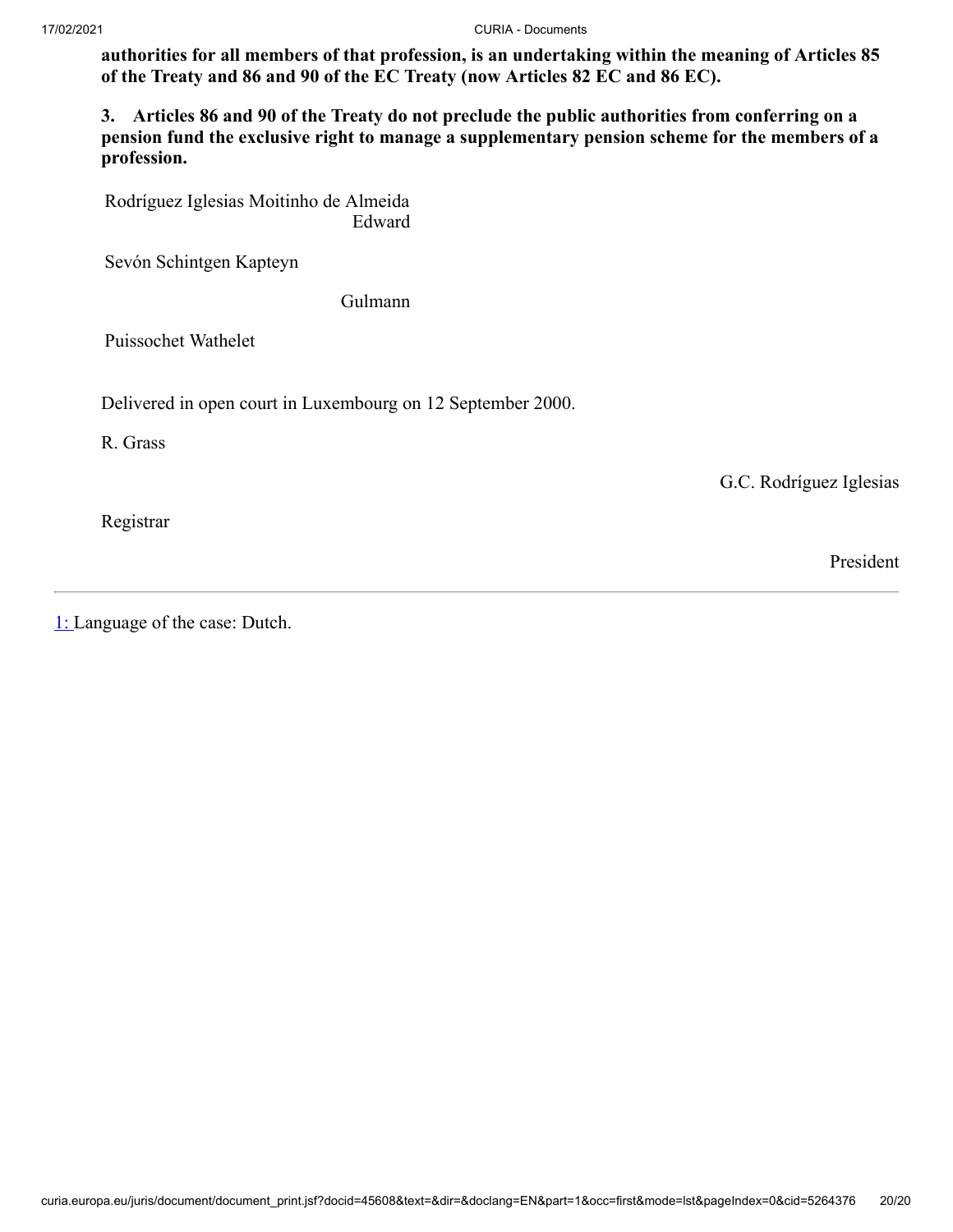**authorities for all members of that profession, is an undertaking within the meaning of Articles 85 of the Treaty and 86 and 90 of the EC Treaty (now Articles 82 EC and 86 EC).**

**3. Articles 86 and 90 of the Treaty do not preclude the public authorities from conferring on a pension fund the exclusive right to manage a supplementary pension scheme for the members of a profession.**

Rodríguez Iglesias Moitinho de Almeida Edward

Sevón Schintgen Kapteyn

Gulmann

Puissochet Wathelet

Delivered in open court in Luxembourg on 12 September 2000.

R. Grass

G.C. Rodríguez Iglesias

Registrar

President

---

1: Language of the case: Dutch.